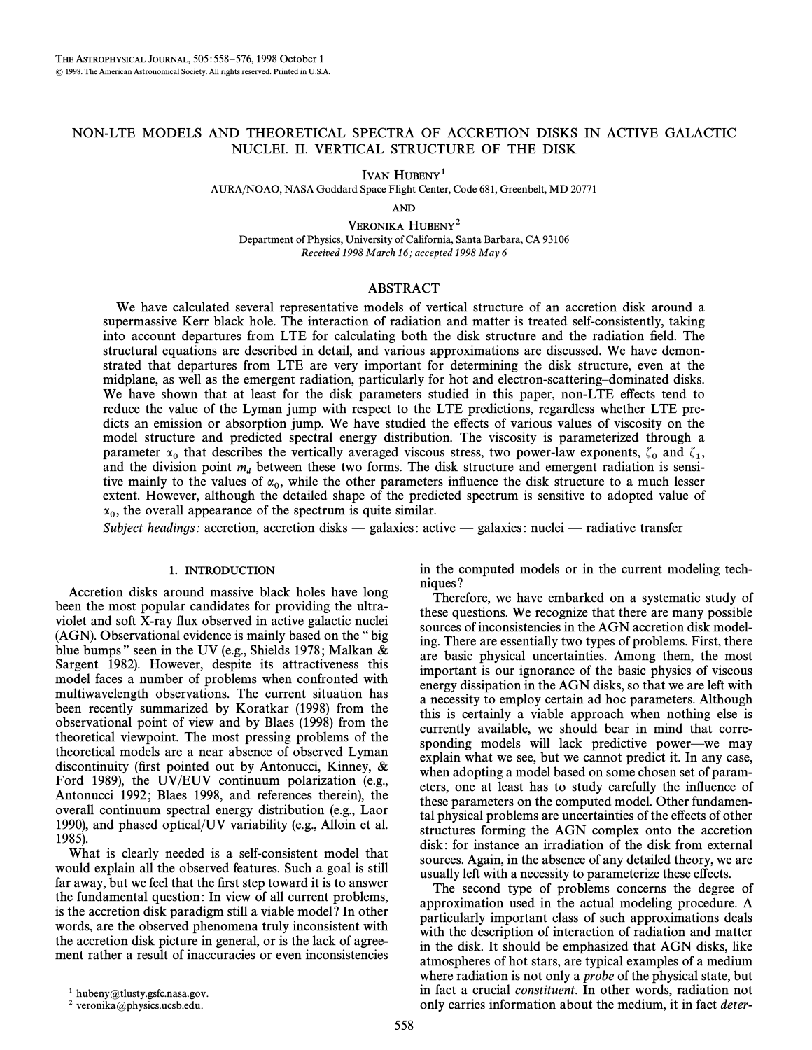# NON-LTE MODELS AND THEORETICAL SPECTRA OF ACCRETION DISKS IN ACTIVE GALACTIC NUCLEI. II. VERTICAL STRUCTURE OF THE DISK

IVAN HUBENY[1]

AURA/NOAO, NASA Goddard Space Flight Center, Code 681, Greenbelt, MD 20771

AND

VERONIKA HUBENY[2]

Department of Physics, University of California, Santa Barbara, CA 93106

*Received 1998 March 16; accepted 1998 May 6*

## ABSTRACT

We have calculated several representative models of vertical structure of an accretion disk around a supermassive Kerr black hole. The interaction of radiation and matter is treated self-consistently, taking into account departures from LTE for calculating both the disk structure and the radiation field. The structural equations are described in detail, and various approximations are discussed. We have demonstrated that departures from LTE are very important for determining the disk structure, even at the midplane, as well as the emergent radiation, particularly for hot and electron-scattering–dominated disks. We have shown that at least for the disk parameters studied in this paper, non-LTE effects tend to reduce the value of the Lyman jump with respect to the LTE predictions, regardless whether LTE predicts an emission or absorption jump. We have studied the effects of various values of viscosity on the model structure and predicted spectral energy distribution. The viscosity is parameterized through a parameter $\alpha_0$ that describes the vertically averaged viscous stress, two power-law exponents, $\zeta_0$ and $\zeta_1$, and the division point $m_d$ between these two forms. The disk structure and emergent radiation is sensitive mainly to the values of $\alpha_0$, while the other parameters influence the disk structure to a much lesser extent. However, although the detailed shape of the predicted spectrum is sensitive to adopted value of $\alpha_0$, the overall appearance of the spectrum is quite similar.

*Subject headings:* accretion, accretion disks — galaxies: active — galaxies: nuclei — radiative transfer

## 1. INTRODUCTION

Accretion disks around massive black holes have long been the most popular candidates for providing the ultraviolet and soft X-ray flux observed in active galactic nuclei (AGN). Observational evidence is mainly based on the "big blue bumps" seen in the UV (e.g., Shields 1978; Malkan & Sargent 1982). However, despite its attractiveness this model faces a number of problems when confronted with multiwavelength observations. The current situation has been recently summarized by Koratkar (1998) from the observational point of view and by Blaes (1998) from the theoretical viewpoint. The most pressing problems of the theoretical models are a near absence of observed Lyman discontinuity (first pointed out by Antonucci, Kinney, & Ford 1989), the UV/EUV continuum polarization (e.g., Antonucci 1992; Blaes 1998, and references therein), the overall continuum spectral energy distribution (e.g., Laor 1990), and phased optical/UV variability (e.g., Alloin et al. 1985).

What is clearly needed is a self-consistent model that would explain all the observed features. Such a goal is still far away, but we feel that the first step toward it is to answer the fundamental question: In view of all current problems, is the accretion disk paradigm still a viable model? In other words, are the observed phenomena truly inconsistent with the accretion disk picture in general, or is the lack of agreement rather a result of inaccuracies or even inconsistencies in the computed models or in the current modeling techniques?

Therefore, we have embarked on a systematic study of these questions. We recognize that there are many possible sources of inconsistencies in the AGN accretion disk modeling. There are essentially two types of problems. First, there are basic physical uncertainties. Among them, the most important is our ignorance of the basic physics of viscous energy dissipation in the AGN disks, so that we are left with a necessity to employ certain ad hoc parameters. Although this is certainly a viable approach when nothing else is currently available, we should bear in mind that corresponding models will lack predictive power—we may explain what we see, but we cannot predict it. In any case, when adopting a model based on some chosen set of parameters, one at least has to study carefully the influence of these parameters on the computed model. Other fundamental physical problems are uncertainties of the effects of other structures forming the AGN complex onto the accretion disk: for instance an irradiation of the disk from external sources. Again, in the absence of any detailed theory, we are usually left with a necessity to parameterize these effects.

The second type of problems concerns the degree of approximation used in the actual modeling procedure. A particularly important class of such approximations deals with the description of interaction of radiation and matter in the disk. It should be emphasized that AGN disks, like atmospheres of hot stars, are typical examples of a medium where radiation is not only a *probe* of the physical state, but in fact a crucial *constituent*. In other words, radiation not only carries information about the medium, it in fact *deter-*

[1] hubeny@tlusty.gsfc.nasa.gov.

[2] veronika@physics.ucsb.edu.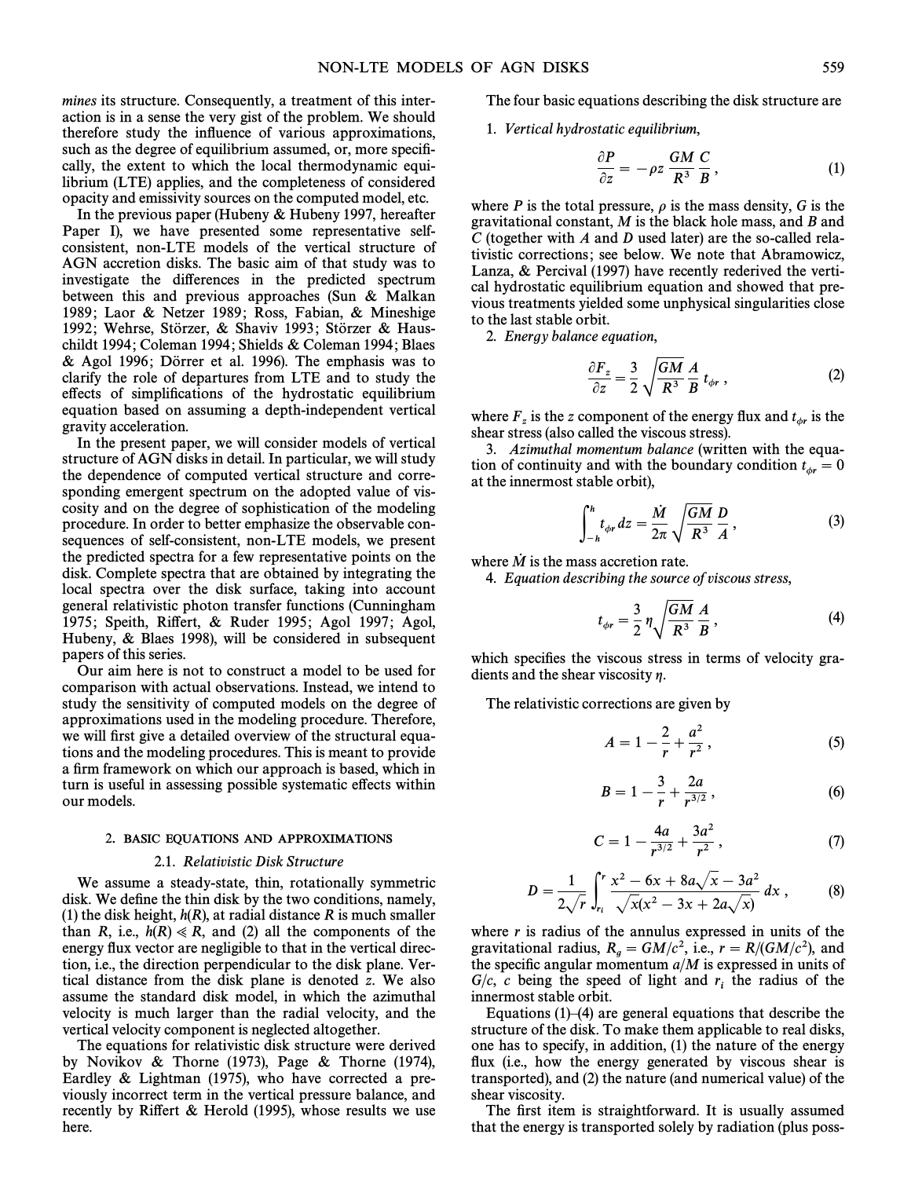mines its structure. Consequently, a treatment of this interaction is in a sense the very gist of the problem. We should therefore study the influence of various approximations, such as the degree of equilibrium assumed, or, more specifically, the extent to which the local thermodynamic equilibrium (LTE) applies, and the completeness of considered opacity and emissivity sources on the computed model, etc.

In the previous paper (Hubeny & Hubeny 1997, hereafter Paper I), we have presented some representative self-consistent, non-LTE models of the vertical structure of AGN accretion disks. The basic aim of that study was to investigate the differences in the predicted spectrum between this and previous approaches (Sun & Malkan 1989; Laor & Netzer 1989; Ross, Fabian, & Mineshige 1992; Wehrse, Störzer, & Shaviv 1993; Störzer & Hauschildt 1994; Coleman 1994; Shields & Coleman 1994; Blaes & Agol 1996; Dörrer et al. 1996). The emphasis was to clarify the role of departures from LTE and to study the effects of simplifications of the hydrostatic equilibrium equation based on assuming a depth-independent vertical gravity acceleration.

In the present paper, we will consider models of vertical structure of AGN disks in detail. In particular, we will study the dependence of computed vertical structure and corresponding emergent spectrum on the adopted value of viscosity and on the degree of sophistication of the modeling procedure. In order to better emphasize the observable consequences of self-consistent, non-LTE models, we present the predicted spectra for a few representative points on the disk. Complete spectra that are obtained by integrating the local spectra over the disk surface, taking into account general relativistic photon transfer functions (Cunningham 1975; Speith, Riffert, & Ruder 1995; Agol 1997; Agol, Hubeny, & Blaes 1998), will be considered in subsequent papers of this series.

Our aim here is not to construct a model to be used for comparison with actual observations. Instead, we intend to study the sensitivity of computed models on the degree of approximations used in the modeling procedure. Therefore, we will first give a detailed overview of the structural equations and the modeling procedures. This is meant to provide a firm framework on which our approach is based, which in turn is useful in assessing possible systematic effects within our models.

## 2. BASIC EQUATIONS AND APPROXIMATIONS

### 2.1. *Relativistic Disk Structure*

We assume a steady-state, thin, rotationally symmetric disk. We define the thin disk by the two conditions, namely, (1) the disk height, $h(R)$, at radial distance $R$ is much smaller than $R$, i.e., $h(R) \ll R$, and (2) all the components of the energy flux vector are negligible to that in the vertical direction, i.e., the direction perpendicular to the disk plane. Vertical distance from the disk plane is denoted $z$. We also assume the standard disk model, in which the azimuthal velocity is much larger than the radial velocity, and the vertical velocity component is neglected altogether.

The equations for relativistic disk structure were derived by Novikov & Thorne (1973), Page & Thorne (1974), Eardley & Lightman (1975), who have corrected a previously incorrect term in the vertical pressure balance, and recently by Riffert & Herold (1995), whose results we use here.

The four basic equations describing the disk structure are

1. *Vertical hydrostatic equilibrium,*

$$\frac{\partial P}{\partial z} = -\rho z \frac{GM}{R^3} \frac{C}{B}, \tag{1}$$

where $P$ is the total pressure, $\rho$ is the mass density, $G$ is the gravitational constant, $M$ is the black hole mass, and $B$ and $C$ (together with $A$ and $D$ used later) are the so-called relativistic corrections; see below. We note that Abramowicz, Lanza, & Percival (1997) have recently rederived the vertical hydrostatic equilibrium equation and showed that previous treatments yielded some unphysical singularities close to the last stable orbit.

2. *Energy balance equation,*

$$\frac{\partial F_z}{\partial z} = \frac{3}{2} \sqrt{\frac{GM}{R^3}} \frac{A}{B} t_{\phi r}, \tag{2}$$

where $F_z$ is the $z$ component of the energy flux and $t_{\phi r}$ is the shear stress (also called the viscous stress).

3. *Azimuthal momentum balance* (written with the equation of continuity and with the boundary condition $t_{\phi r} = 0$ at the innermost stable orbit),

$$\int_{-h}^{h} t_{\phi r} \, dz = \frac{\dot{M}}{2\pi} \sqrt{\frac{GM}{R^3}} \frac{D}{A}, \tag{3}$$

where $\dot{M}$ is the mass accretion rate.

4. *Equation describing the source of viscous stress,*

$$t_{\phi r} = \frac{3}{2} \eta \sqrt{\frac{GM}{R^3}} \frac{A}{B}, \tag{4}$$

which specifies the viscous stress in terms of velocity gradients and the shear viscosity $\eta$.

The relativistic corrections are given by

$$A = 1 - \frac{2}{r} + \frac{a^2}{r^2}, \tag{5}$$

$$B = 1 - \frac{3}{r} + \frac{2a}{r^{3/2}}, \tag{6}$$

$$C = 1 - \frac{4a}{r^{3/2}} + \frac{3a^2}{r^2}, \tag{7}$$

$$D = \frac{1}{2\sqrt{r}} \int_{r_i}^{r} \frac{x^2 - 6x + 8a\sqrt{x} - 3a^2}{\sqrt{x}(x^2 - 3x + 2a\sqrt{x})} \, dx, \tag{8}$$

where $r$ is radius of the annulus expressed in units of the gravitational radius, $R_g = GM/c^2$, i.e., $r = R/(GM/c^2)$, and the specific angular momentum $a/M$ is expressed in units of $G/c$, $c$ being the speed of light and $r_i$ the radius of the innermost stable orbit.

Equations (1)–(4) are general equations that describe the structure of the disk. To make them applicable to real disks, one has to specify, in addition, (1) the nature of the energy flux (i.e., how the energy generated by viscous shear is transported), and (2) the nature (and numerical value) of the shear viscosity.

The first item is straightforward. It is usually assumed that the energy is transported solely by radiation (plus poss-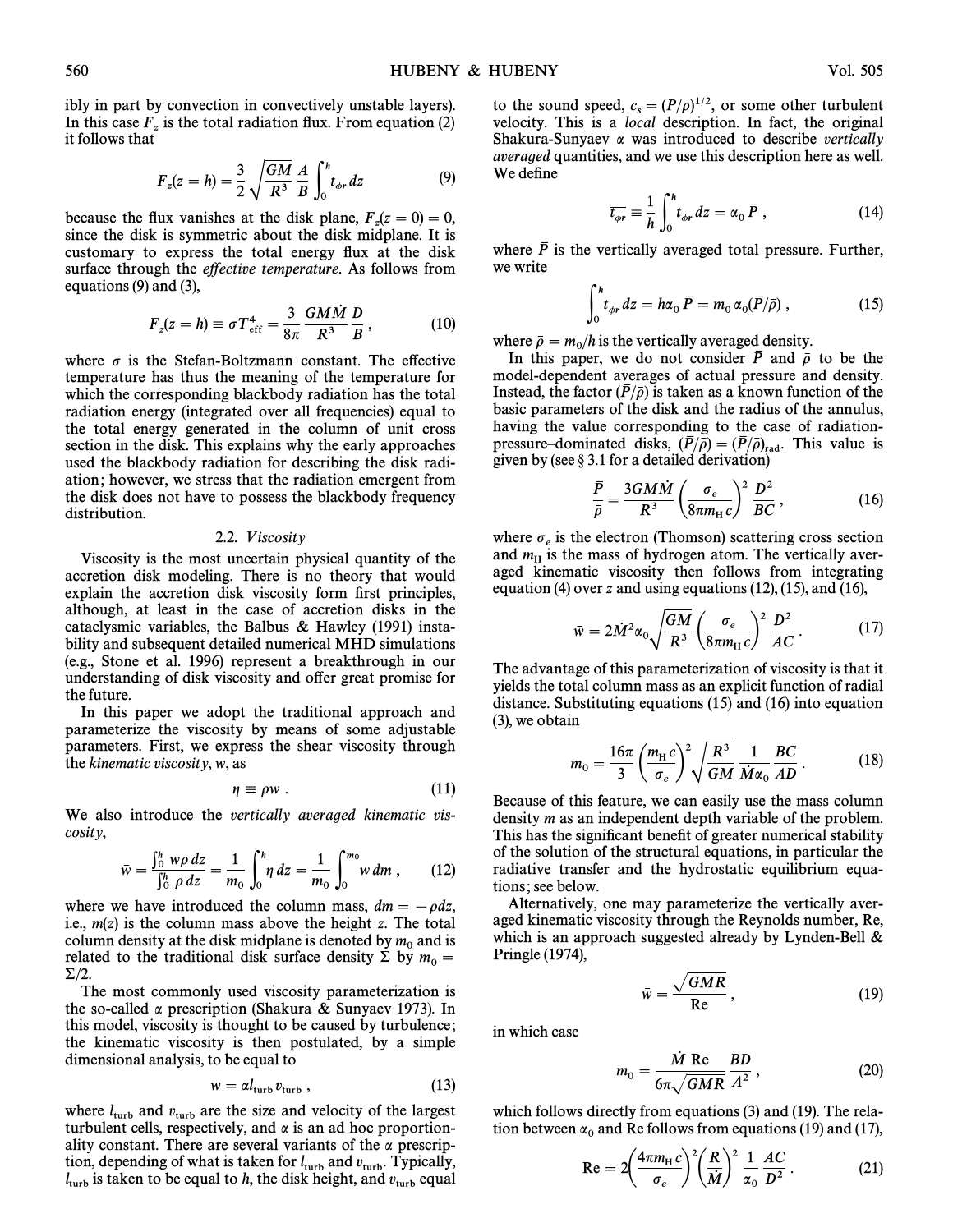ibly in part by convection in convectively unstable layers). In this case $F_z$ is the total radiation flux. From equation (2) it follows that

$$F_z(z = h) = \frac{3}{2}\sqrt{\frac{GM}{R^3}}\,\frac{A}{B}\int_0^h t_{\phi r}\,dz \tag{9}$$

because the flux vanishes at the disk plane, $F_z(z = 0) = 0$, since the disk is symmetric about the disk midplane. It is customary to express the total energy flux at the disk surface through the *effective temperature*. As follows from equations (9) and (3),

$$F_z(z = h) \equiv \sigma T_{\rm eff}^4 = \frac{3}{8\pi}\,\frac{GM\dot{M}}{R^3}\,\frac{D}{B}, \tag{10}$$

where $\sigma$ is the Stefan-Boltzmann constant. The effective temperature has thus the meaning of the temperature for which the corresponding blackbody radiation has the total radiation energy (integrated over all frequencies) equal to the total energy generated in the column of unit cross section in the disk. This explains why the early approaches used the blackbody radiation for describing the disk radiation; however, we stress that the radiation emergent from the disk does not have to possess the blackbody frequency distribution.

### 2.2. *Viscosity*

Viscosity is the most uncertain physical quantity of the accretion disk modeling. There is no theory that would explain the accretion disk viscosity form first principles, although, at least in the case of accretion disks in the cataclysmic variables, the Balbus & Hawley (1991) instability and subsequent detailed numerical MHD simulations (e.g., Stone et al. 1996) represent a breakthrough in our understanding of disk viscosity and offer great promise for the future.

In this paper we adopt the traditional approach and parameterize the viscosity by means of some adjustable parameters. First, we express the shear viscosity through the *kinematic viscosity*, $w$, as

$$\eta \equiv \rho w\,. \tag{11}$$

We also introduce the *vertically averaged kinematic viscosity*,

$$\bar{w} = \frac{\int_0^h w\rho\,dz}{\int_0^h \rho\,dz} = \frac{1}{m_0}\int_0^h \eta\,dz = \frac{1}{m_0}\int_0^{m_0} w\,dm\,, \tag{12}$$

where we have introduced the column mass, $dm = -\rho dz$, i.e., $m(z)$ is the column mass above the height $z$. The total column density at the disk midplane is denoted by $m_0$ and is related to the traditional disk surface density $\Sigma$ by $m_0 = \Sigma/2$.

The most commonly used viscosity parameterization is the so-called $\alpha$ prescription (Shakura & Sunyaev 1973). In this model, viscosity is thought to be caused by turbulence; the kinematic viscosity is then postulated, by a simple dimensional analysis, to be equal to

$$w = \alpha l_{\rm turb} v_{\rm turb}\,, \tag{13}$$

where $l_{\rm turb}$ and $v_{\rm turb}$ are the size and velocity of the largest turbulent cells, respectively, and $\alpha$ is an ad hoc proportionality constant. There are several variants of the $\alpha$ prescription, depending of what is taken for $l_{\rm turb}$ and $v_{\rm turb}$. Typically, $l_{\rm turb}$ is taken to be equal to $h$, the disk height, and $v_{\rm turb}$ equal to the sound speed, $c_s = (P/\rho)^{1/2}$, or some other turbulent velocity. This is a *local* description. In fact, the original Shakura-Sunyaev $\alpha$ was introduced to describe *vertically averaged* quantities, and we use this description here as well. We define

$$\overline{t_{\phi r}} \equiv \frac{1}{h}\int_0^h t_{\phi r}\,dz = \alpha_0\,\bar{P}\,, \tag{14}$$

where $\bar{P}$ is the vertically averaged total pressure. Further, we write

$$\int_0^h t_{\phi r}\,dz = h\alpha_0\,\bar{P} = m_0\,\alpha_0(\bar{P}/\bar{\rho})\,, \tag{15}$$

where $\bar{\rho} = m_0/h$ is the vertically averaged density.

In this paper, we do not consider $\bar{P}$ and $\bar{\rho}$ to be the model-dependent averages of actual pressure and density. Instead, the factor $(\bar{P}/\bar{\rho})$ is taken as a known function of the basic parameters of the disk and the radius of the annulus, having the value corresponding to the case of radiation-pressure–dominated disks, $(\bar{P}/\bar{\rho}) = (\bar{P}/\bar{\rho})_{\rm rad}$. This value is given by (see § 3.1 for a detailed derivation)

$$\frac{\bar{P}}{\bar{\rho}} = \frac{3GM\dot{M}}{R^3}\left(\frac{\sigma_e}{8\pi m_{\rm H}c}\right)^2\frac{D^2}{BC}\,, \tag{16}$$

where $\sigma_e$ is the electron (Thomson) scattering cross section and $m_{\rm H}$ is the mass of hydrogen atom. The vertically averaged kinematic viscosity then follows from integrating equation (4) over $z$ and using equations (12), (15), and (16),

$$\bar{w} = 2\dot{M}^2\alpha_0\sqrt{\frac{GM}{R^3}}\left(\frac{\sigma_e}{8\pi m_{\rm H}c}\right)^2\frac{D^2}{AC}\,. \tag{17}$$

The advantage of this parameterization of viscosity is that it yields the total column mass as an explicit function of radial distance. Substituting equations (15) and (16) into equation (3), we obtain

$$m_0 = \frac{16\pi}{3}\left(\frac{m_{\rm H}c}{\sigma_e}\right)^2\sqrt{\frac{R^3}{GM}}\,\frac{1}{\dot{M}\alpha_0}\,\frac{BC}{AD}\,. \tag{18}$$

Because of this feature, we can easily use the mass column density $m$ as an independent depth variable of the problem. This has the significant benefit of greater numerical stability of the solution of the structural equations, in particular the radiative transfer and the hydrostatic equilibrium equations; see below.

Alternatively, one may parameterize the vertically averaged kinematic viscosity through the Reynolds number, Re, which is an approach suggested already by Lynden-Bell & Pringle (1974),

$$\bar{w} = \frac{\sqrt{GMR}}{\rm Re}\,, \tag{19}$$

in which case

$$m_0 = \frac{\dot{M}\,{\rm Re}}{6\pi\sqrt{GMR}}\,\frac{BD}{A^2}\,, \tag{20}$$

which follows directly from equations (3) and (19). The relation between $\alpha_0$ and Re follows from equations (19) and (17),

$${\rm Re} = 2\left(\frac{4\pi m_{\rm H}c}{\sigma_e}\right)^2\left(\frac{R}{\dot{M}}\right)^2\frac{1}{\alpha_0}\,\frac{AC}{D^2}\,. \tag{21}$$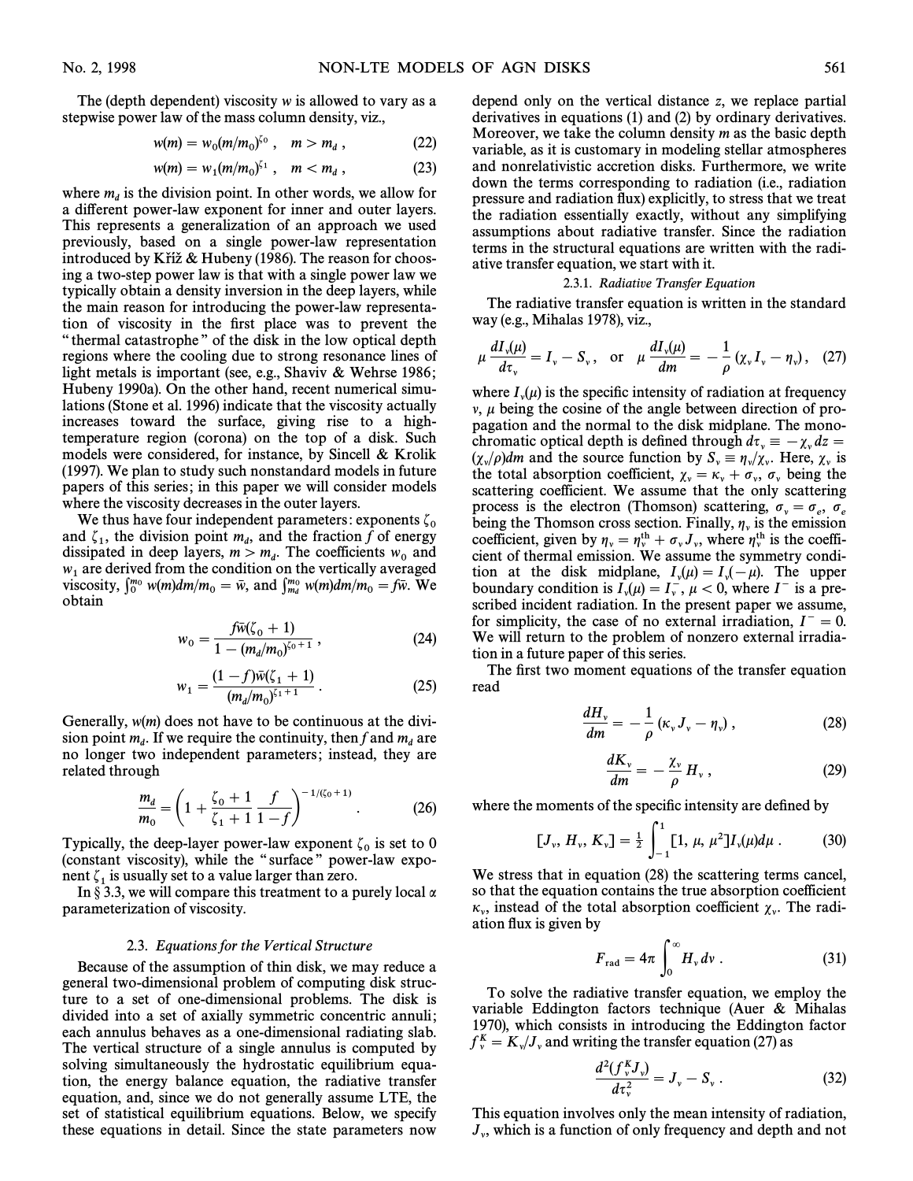The (depth dependent) viscosity $w$ is allowed to vary as a stepwise power law of the mass column density, viz.,

$$w(m) = w_0(m/m_0)^{\zeta_0}\ , \quad m > m_d\ , \tag{22}$$

$$w(m) = w_1(m/m_0)^{\zeta_1}\ , \quad m < m_d\ , \tag{23}$$

where $m_d$ is the division point. In other words, we allow for a different power-law exponent for inner and outer layers. This represents a generalization of an approach we used previously, based on a single power-law representation introduced by Kříž & Hubeny (1986). The reason for choosing a two-step power law is that with a single power law we typically obtain a density inversion in the deep layers, while the main reason for introducing the power-law representation of viscosity in the first place was to prevent the "thermal catastrophe" of the disk in the low optical depth regions where the cooling due to strong resonance lines of light metals is important (see, e.g., Shaviv & Wehrse 1986; Hubeny 1990a). On the other hand, recent numerical simulations (Stone et al. 1996) indicate that the viscosity actually increases toward the surface, giving rise to a high-temperature region (corona) on the top of a disk. Such models were considered, for instance, by Sincell & Krolik (1997). We plan to study such nonstandard models in future papers of this series; in this paper we will consider models where the viscosity decreases in the outer layers.

We thus have four independent parameters: exponents $\zeta_0$ and $\zeta_1$, the division point $m_d$, and the fraction $f$ of energy dissipated in deep layers, $m > m_d$. The coefficients $w_0$ and $w_1$ are derived from the condition on the vertically averaged viscosity, $\int_0^{m_0} w(m)dm/m_0 = \bar{w}$, and $\int_{m_d}^{m_0} w(m)dm/m_0 = f\bar{w}$. We obtain

$$w_0 = \frac{f\bar{w}(\zeta_0 + 1)}{1 - (m_d/m_0)^{\zeta_0 + 1}}\ , \tag{24}$$

$$w_1 = \frac{(1 - f)\bar{w}(\zeta_1 + 1)}{(m_d/m_0)^{\zeta_1 + 1}}\ . \tag{25}$$

Generally, $w(m)$ does not have to be continuous at the division point $m_d$. If we require the continuity, then $f$ and $m_d$ are no longer two independent parameters; instead, they are related through

$$\frac{m_d}{m_0} = \left(1 + \frac{\zeta_0 + 1}{\zeta_1 + 1}\frac{f}{1 - f}\right)^{-1/(\zeta_0 + 1)}\ . \tag{26}$$

Typically, the deep-layer power-law exponent $\zeta_0$ is set to 0 (constant viscosity), while the "surface" power-law exponent $\zeta_1$ is usually set to a value larger than zero.

In § 3.3, we will compare this treatment to a purely local $\alpha$ parameterization of viscosity.

### 2.3. *Equations for the Vertical Structure*

Because of the assumption of thin disk, we may reduce a general two-dimensional problem of computing disk structure to a set of one-dimensional problems. The disk is divided into a set of axially symmetric concentric annuli; each annulus behaves as a one-dimensional radiating slab. The vertical structure of a single annulus is computed by solving simultaneously the hydrostatic equilibrium equation, the energy balance equation, the radiative transfer equation, and, since we do not generally assume LTE, the set of statistical equilibrium equations. Below, we specify these equations in detail. Since the state parameters now depend only on the vertical distance $z$, we replace partial derivatives in equations (1) and (2) by ordinary derivatives. Moreover, we take the column density $m$ as the basic depth variable, as it is customary in modeling stellar atmospheres and nonrelativistic accretion disks. Furthermore, we write down the terms corresponding to radiation (i.e., radiation pressure and radiation flux) explicitly, to stress that we treat the radiation essentially exactly, without any simplifying assumptions about radiative transfer. Since the radiation terms in the structural equations are written with the radiative transfer equation, we start with it.

#### 2.3.1. *Radiative Transfer Equation*

The radiative transfer equation is written in the standard way (e.g., Mihalas 1978), viz.,

$$\mu\frac{dI_\nu(\mu)}{d\tau_\nu} = I_\nu - S_\nu\ , \quad \text{or} \quad \mu\frac{dI_\nu(\mu)}{dm} = -\frac{1}{\rho}(\chi_\nu I_\nu - \eta_\nu)\ , \tag{27}$$

where $I_\nu(\mu)$ is the specific intensity of radiation at frequency $\nu$, $\mu$ being the cosine of the angle between direction of propagation and the normal to the disk midplane. The monochromatic optical depth is defined through $d\tau_\nu \equiv -\chi_\nu dz = (\chi_\nu/\rho)dm$ and the source function by $S_\nu \equiv \eta_\nu/\chi_\nu$. Here, $\chi_\nu$ is the total absorption coefficient, $\chi_\nu = \kappa_\nu + \sigma_\nu$, $\sigma_\nu$ being the scattering coefficient. We assume that the only scattering process is the electron (Thomson) scattering, $\sigma_\nu = \sigma_e$, $\sigma_e$ being the Thomson cross section. Finally, $\eta_\nu$ is the emission coefficient, given by $\eta_\nu = \eta_\nu^{\text{th}} + \sigma_\nu J_\nu$, where $\eta_\nu^{\text{th}}$ is the coefficient of thermal emission. We assume the symmetry condition at the disk midplane, $I_\nu(\mu) = I_\nu(-\mu)$. The upper boundary condition is $I_\nu(\mu) = I_\nu^-$, $\mu < 0$, where $I^-$ is a prescribed incident radiation. In the present paper we assume, for simplicity, the case of no external irradiation, $I^- = 0$. We will return to the problem of nonzero external irradiation in a future paper of this series.

The first two moment equations of the transfer equation read

$$\frac{dH_\nu}{dm} = -\frac{1}{\rho}(\kappa_\nu J_\nu - \eta_\nu)\ , \tag{28}$$

$$\frac{dK_\nu}{dm} = -\frac{\chi_\nu}{\rho}H_\nu\ , \tag{29}$$

where the moments of the specific intensity are defined by

$$[J_\nu, H_\nu, K_\nu] = \tfrac{1}{2}\int_{-1}^{1}[1, \mu, \mu^2]I_\nu(\mu)d\mu\ . \tag{30}$$

We stress that in equation (28) the scattering terms cancel, so that the equation contains the true absorption coefficient $\kappa_\nu$, instead of the total absorption coefficient $\chi_\nu$. The radiation flux is given by

$$F_{\text{rad}} = 4\pi\int_0^\infty H_\nu d\nu\ . \tag{31}$$

To solve the radiative transfer equation, we employ the variable Eddington factors technique (Auer & Mihalas 1970), which consists in introducing the Eddington factor $f_\nu^K = K_\nu/J_\nu$ and writing the transfer equation (27) as

$$\frac{d^2(f_\nu^K J_\nu)}{d\tau_\nu^2} = J_\nu - S_\nu\ . \tag{32}$$

This equation involves only the mean intensity of radiation, $J_\nu$, which is a function of only frequency and depth and not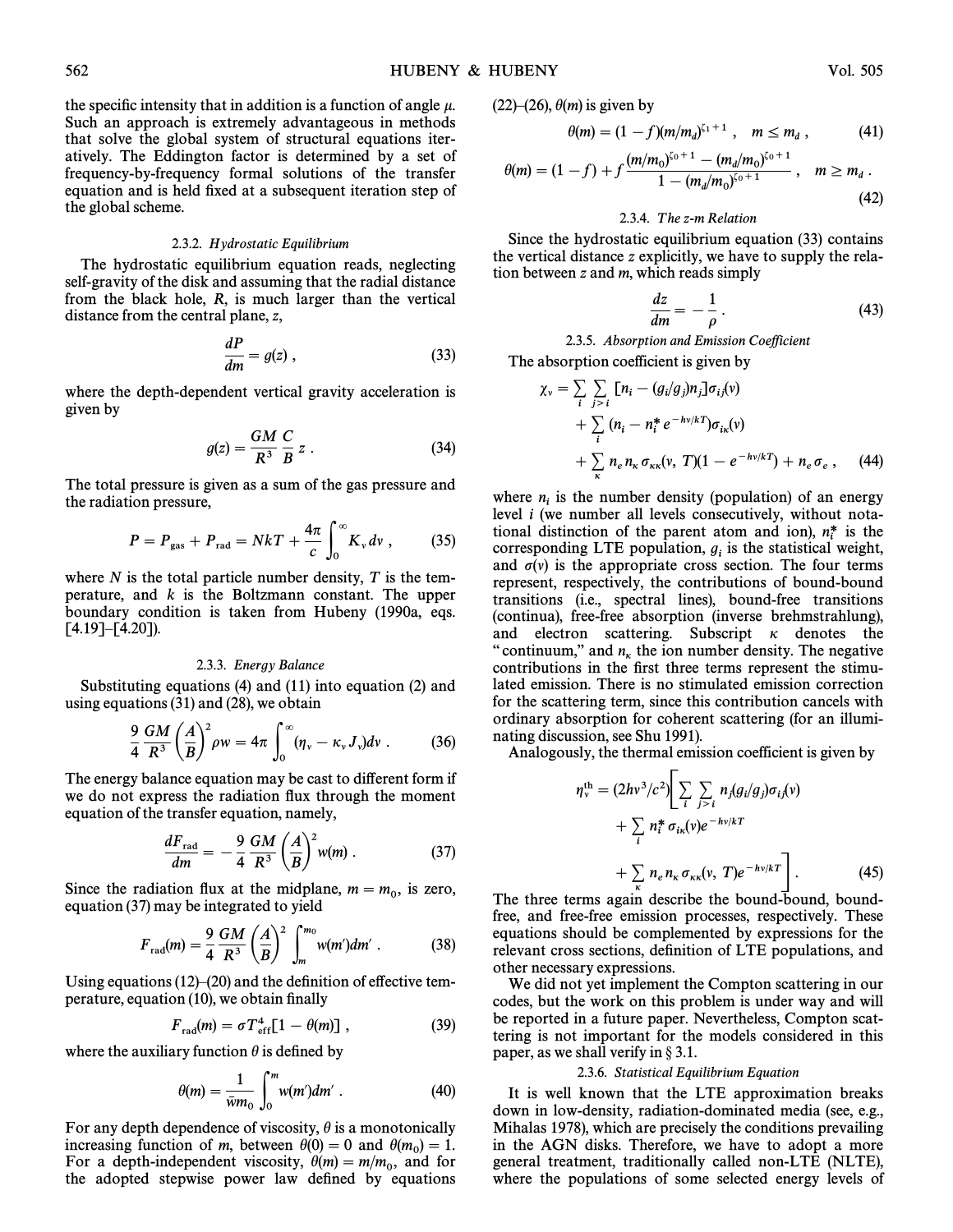the specific intensity that in addition is a function of angle $\mu$. Such an approach is extremely advantageous in methods that solve the global system of structural equations iteratively. The Eddington factor is determined by a set of frequency-by-frequency formal solutions of the transfer equation and is held fixed at a subsequent iteration step of the global scheme.

#### 2.3.2. *Hydrostatic Equilibrium*

The hydrostatic equilibrium equation reads, neglecting self-gravity of the disk and assuming that the radial distance from the black hole, $R$, is much larger than the vertical distance from the central plane, $z$,

$$\frac{dP}{dm} = g(z) , \tag{33}$$

where the depth-dependent vertical gravity acceleration is given by

$$g(z) = \frac{GM}{R^3} \frac{C}{B} z . \tag{34}$$

The total pressure is given as a sum of the gas pressure and the radiation pressure,

$$P = P_{\rm gas} + P_{\rm rad} = NkT + \frac{4\pi}{c} \int_0^\infty K_\nu \, d\nu , \tag{35}$$

where $N$ is the total particle number density, $T$ is the temperature, and $k$ is the Boltzmann constant. The upper boundary condition is taken from Hubeny (1990a, eqs. [4.19]–[4.20]).

#### 2.3.3. *Energy Balance*

Substituting equations (4) and (11) into equation (2) and using equations (31) and (28), we obtain

$$\frac{9}{4} \frac{GM}{R^3} \left(\frac{A}{B}\right)^2 \rho w = 4\pi \int_0^\infty (\eta_\nu - \kappa_\nu J_\nu) d\nu . \tag{36}$$

The energy balance equation may be cast to different form if we do not express the radiation flux through the moment equation of the transfer equation, namely,

$$\frac{dF_{\rm rad}}{dm} = -\frac{9}{4} \frac{GM}{R^3} \left(\frac{A}{B}\right)^2 w(m) . \tag{37}$$

Since the radiation flux at the midplane, $m = m_0$, is zero, equation (37) may be integrated to yield

$$F_{\rm rad}(m) = \frac{9}{4} \frac{GM}{R^3} \left(\frac{A}{B}\right)^2 \int_m^{m_0} w(m') dm' . \tag{38}$$

Using equations (12)–(20) and the definition of effective temperature, equation (10), we obtain finally

$$F_{\rm rad}(m) = \sigma T_{\rm eff}^4 [1 - \theta(m)] , \tag{39}$$

where the auxiliary function $\theta$ is defined by

$$\theta(m) = \frac{1}{\bar{w} m_0} \int_0^m w(m') dm' . \tag{40}$$

For any depth dependence of viscosity, $\theta$ is a monotonically increasing function of $m$, between $\theta(0) = 0$ and $\theta(m_0) = 1$. For a depth-independent viscosity, $\theta(m) = m/m_0$, and for the adopted stepwise power law defined by equations (22)–(26), $\theta(m)$ is given by

$$\theta(m) = (1 - f)(m/m_d)^{\zeta_1 + 1} , \quad m \le m_d , \tag{41}$$

$$\theta(m) = (1 - f) + f \frac{(m/m_0)^{\zeta_0 + 1} - (m_d/m_0)^{\zeta_0 + 1}}{1 - (m_d/m_0)^{\zeta_0 + 1}} , \quad m \ge m_d . \tag{42}$$

#### 2.3.4. *The z-m Relation*

Since the hydrostatic equilibrium equation (33) contains the vertical distance $z$ explicitly, we have to supply the relation between $z$ and $m$, which reads simply

$$\frac{dz}{dm} = -\frac{1}{\rho} . \tag{43}$$

#### 2.3.5. *Absorption and Emission Coefficient*

The absorption coefficient is given by

$$\begin{aligned} \chi_\nu = & \sum_i \sum_{j>i} [n_i - (g_i/g_j) n_j] \sigma_{ij}(\nu) \\ & + \sum_i (n_i - n_i^* e^{-h\nu/kT}) \sigma_{i\kappa}(\nu) \\ & + \sum_\kappa n_e n_\kappa \sigma_{\kappa\kappa}(\nu, T)(1 - e^{-h\nu/kT}) + n_e \sigma_e , \end{aligned} \tag{44}$$

where $n_i$ is the number density (population) of an energy level $i$ (we number all levels consecutively, without notational distinction of the parent atom and ion), $n_i^*$ is the corresponding LTE population, $g_i$ is the statistical weight, and $\sigma(\nu)$ is the appropriate cross section. The four terms represent, respectively, the contributions of bound-bound transitions (i.e., spectral lines), bound-free transitions (continua), free-free absorption (inverse brehmstrahlung), and electron scattering. Subscript $\kappa$ denotes the "continuum," and $n_\kappa$ the ion number density. The negative contributions in the first three terms represent the stimulated emission. There is no stimulated emission correction for the scattering term, since this contribution cancels with ordinary absorption for coherent scattering (for an illuminating discussion, see Shu 1991).

Analogously, the thermal emission coefficient is given by

$$\begin{aligned} \eta_\nu^{\rm th} = (2h\nu^3/c^2) \Bigg[ & \sum_i \sum_{j>i} n_j (g_i/g_j) \sigma_{ij}(\nu) \\ & + \sum_i n_i^* \sigma_{i\kappa}(\nu) e^{-h\nu/kT} \\ & + \sum_\kappa n_e n_\kappa \sigma_{\kappa\kappa}(\nu, T) e^{-h\nu/kT} \Bigg] . \end{aligned} \tag{45}$$

The three terms again describe the bound-bound, bound-free, and free-free emission processes, respectively. These equations should be complemented by expressions for the relevant cross sections, definition of LTE populations, and other necessary expressions.

We did not yet implement the Compton scattering in our codes, but the work on this problem is under way and will be reported in a future paper. Nevertheless, Compton scattering is not important for the models considered in this paper, as we shall verify in § 3.1.

#### 2.3.6. *Statistical Equilibrium Equation*

It is well known that the LTE approximation breaks down in low-density, radiation-dominated media (see, e.g., Mihalas 1978), which are precisely the conditions prevailing in the AGN disks. Therefore, we have to adopt a more general treatment, traditionally called non-LTE (NLTE), where the populations of some selected energy levels of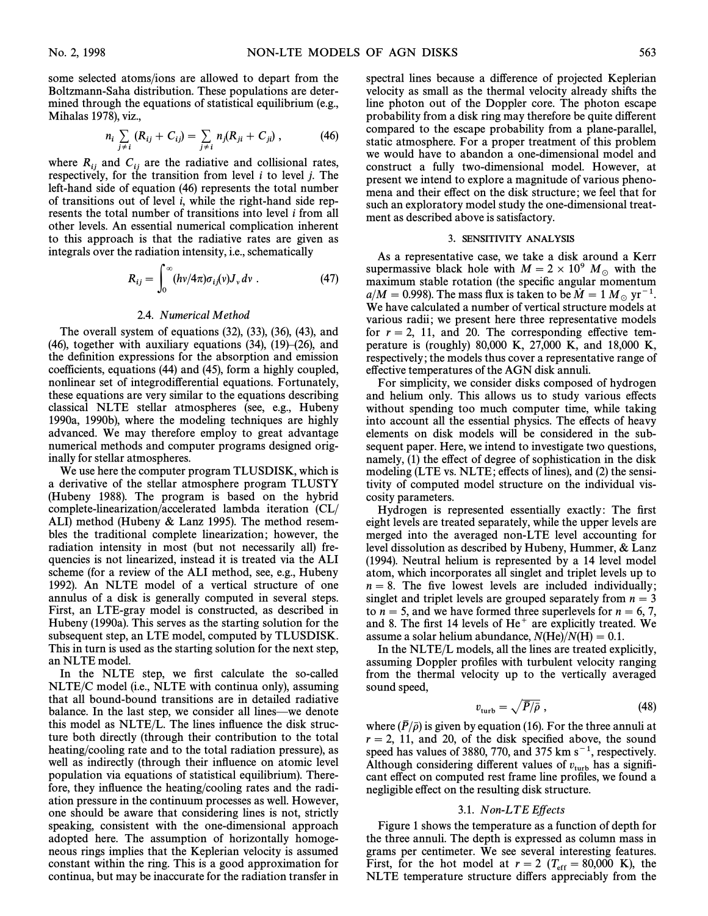some selected atoms/ions are allowed to depart from the Boltzmann-Saha distribution. These populations are determined through the equations of statistical equilibrium (e.g., Mihalas 1978), viz.,

$$n_i \sum_{j \neq i} (R_{ij} + C_{ij}) = \sum_{j \neq i} n_j (R_{ji} + C_{ji}) , \tag{46}$$

where $R_{ij}$ and $C_{ij}$ are the radiative and collisional rates, respectively, for the transition from level $i$ to level $j$. The left-hand side of equation (46) represents the total number of transitions out of level $i$, while the right-hand side represents the total number of transitions into level $i$ from all other levels. An essential numerical complication inherent to this approach is that the radiative rates are given as integrals over the radiation intensity, i.e., schematically

$$R_{ij} = \int_0^\infty (h\nu/4\pi)\sigma_{ij}(\nu) J_\nu \, d\nu . \tag{47}$$

### 2.4. *Numerical Method*

The overall system of equations (32), (33), (36), (43), and (46), together with auxiliary equations (34), (19)–(26), and the definition expressions for the absorption and emission coefficients, equations (44) and (45), form a highly coupled, nonlinear set of integrodifferential equations. Fortunately, these equations are very similar to the equations describing classical NLTE stellar atmospheres (see, e.g., Hubeny 1990a, 1990b), where the modeling techniques are highly advanced. We may therefore employ to great advantage numerical methods and computer programs designed originally for stellar atmospheres.

We use here the computer program TLUSDISK, which is a derivative of the stellar atmosphere program TLUSTY (Hubeny 1988). The program is based on the hybrid complete-linearization/accelerated lambda iteration (CL/ALI) method (Hubeny & Lanz 1995). The method resembles the traditional complete linearization; however, the radiation intensity in most (but not necessarily all) frequencies is not linearized, instead it is treated via the ALI scheme (for a review of the ALI method, see, e.g., Hubeny 1992). An NLTE model of a vertical structure of one annulus of a disk is generally computed in several steps. First, an LTE-gray model is constructed, as described in Hubeny (1990a). This serves as the starting solution for the subsequent step, an LTE model, computed by TLUSDISK. This in turn is used as the starting solution for the next step, an NLTE model.

In the NLTE step, we first calculate the so-called NLTE/C model (i.e., NLTE with continua only), assuming that all bound-bound transitions are in detailed radiative balance. In the last step, we consider all lines—we denote this model as NLTE/L. The lines influence the disk structure both directly (through their contribution to the total heating/cooling rate and to the total radiation pressure), as well as indirectly (through their influence on atomic level population via equations of statistical equilibrium). Therefore, they influence the heating/cooling rates and the radiation pressure in the continuum processes as well. However, one should be aware that considering lines is not, strictly speaking, consistent with the one-dimensional approach adopted here. The assumption of horizontally homogeneous rings implies that the Keplerian velocity is assumed constant within the ring. This is a good approximation for continua, but may be inaccurate for the radiation transfer in spectral lines because a difference of projected Keplerian velocity as small as the thermal velocity already shifts the line photon out of the Doppler core. The photon escape probability from a disk ring may therefore be quite different compared to the escape probability from a plane-parallel, static atmosphere. For a proper treatment of this problem we would have to abandon a one-dimensional model and construct a fully two-dimensional model. However, at present we intend to explore a magnitude of various phenomena and their effect on the disk structure; we feel that for such an exploratory model study the one-dimensional treatment as described above is satisfactory.

## 3. SENSITIVITY ANALYSIS

As a representative case, we take a disk around a Kerr supermassive black hole with $M = 2 \times 10^9 \; M_\odot$ with the maximum stable rotation (the specific angular momentum $a/M = 0.998$). The mass flux is taken to be $\dot{M} = 1 \; M_\odot \; \mathrm{yr}^{-1}$. We have calculated a number of vertical structure models at various radii; we present here three representative models for $r = 2$, 11, and 20. The corresponding effective temperature is (roughly) 80,000 K, 27,000 K, and 18,000 K, respectively; the models thus cover a representative range of effective temperatures of the AGN disk annuli.

For simplicity, we consider disks composed of hydrogen and helium only. This allows us to study various effects without spending too much computer time, while taking into account all the essential physics. The effects of heavy elements on disk models will be considered in the subsequent paper. Here, we intend to investigate two questions, namely, (1) the effect of degree of sophistication in the disk modeling (LTE vs. NLTE; effects of lines), and (2) the sensitivity of computed model structure on the individual viscosity parameters.

Hydrogen is represented essentially exactly: The first eight levels are treated separately, while the upper levels are merged into the averaged non-LTE level accounting for level dissolution as described by Hubeny, Hummer, & Lanz (1994). Neutral helium is represented by a 14 level model atom, which incorporates all singlet and triplet levels up to $n = 8$. The five lowest levels are included individually; singlet and triplet levels are grouped separately from $n = 3$ to $n = 5$, and we have formed three superlevels for $n = 6$, 7, and 8. The first 14 levels of $He^+$ are explicitly treated. We assume a solar helium abundance, $N(\mathrm{He})/N(\mathrm{H}) = 0.1$.

In the NLTE/L models, all the lines are treated explicitly, assuming Doppler profiles with turbulent velocity ranging from the thermal velocity up to the vertically averaged sound speed,

$$v_{\mathrm{turb}} = \sqrt{\bar{P}/\bar{\rho}} , \tag{48}$$

where $(\bar{P}/\bar{\rho})$ is given by equation (16). For the three annuli at $r = 2$, 11, and 20, of the disk specified above, the sound speed has values of 3880, 770, and 375 km s$^{-1}$, respectively. Although considering different values of $v_{\mathrm{turb}}$ has a significant effect on computed rest frame line profiles, we found a negligible effect on the resulting disk structure.

### 3.1. *Non-LTE Effects*

Figure 1 shows the temperature as a function of depth for the three annuli. The depth is expressed as column mass in grams per centimeter. We see several interesting features. First, for the hot model at $r = 2$ ($T_{\mathrm{eff}} = 80{,}000$ K), the NLTE temperature structure differs appreciably from the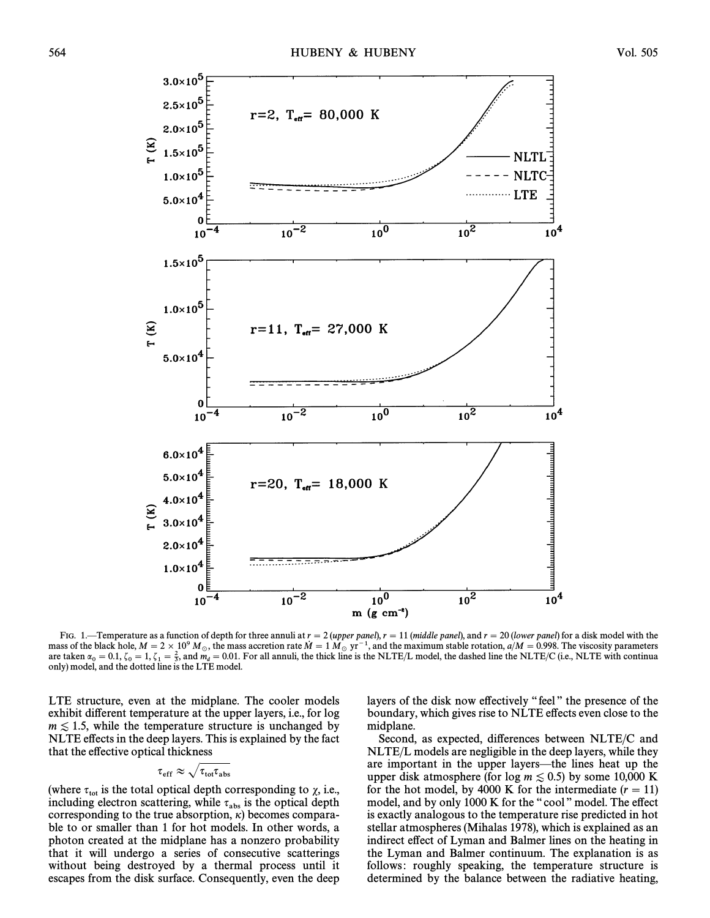FIG. 1.—Temperature as a function of depth for three annuli at $r = 2$ (*upper panel*), $r = 11$ (*middle panel*), and $r = 20$ (*lower panel*) for a disk model with the mass of the black hole, $M = 2 \times 10^9 M_\odot$, the mass accretion rate $\dot{M} = 1 M_\odot \text{ yr}^{-1}$, and the maximum stable rotation, $a/M = 0.998$. The viscosity parameters are taken $\alpha_0 = 0.1$, $\zeta_0 = 1$, $\zeta_1 = \frac{2}{3}$, and $m_d = 0.01$. For all annuli, the thick line is the NLTE/L model, the dashed line the NLTE/C (i.e., NLTE with continua only) model, and the dotted line is the LTE model.

LTE structure, even at the midplane. The cooler models exhibit different temperature at the upper layers, i.e., for log $m \lesssim 1.5$, while the temperature structure is unchanged by NLTE effects in the deep layers. This is explained by the fact that the effective optical thickness

$$\tau_{\rm eff} \approx \sqrt{\tau_{\rm tot}\tau_{\rm abs}}$$

(where $\tau_{\rm tot}$ is the total optical depth corresponding to $\chi$, i.e., including electron scattering, while $\tau_{\rm abs}$ is the optical depth corresponding to the true absorption, $\kappa$) becomes comparable to or smaller than 1 for hot models. In other words, a photon created at the midplane has a nonzero probability that it will undergo a series of consecutive scatterings without being destroyed by a thermal process until it escapes from the disk surface. Consequently, even the deep layers of the disk now effectively "feel" the presence of the boundary, which gives rise to NLTE effects even close to the midplane.

Second, as expected, differences between NLTE/C and NLTE/L models are negligible in the deep layers, while they are important in the upper layers—the lines heat up the upper disk atmosphere (for log $m \lesssim 0.5$) by some 10,000 K for the hot model, by 4000 K for the intermediate ($r = 11$) model, and by only 1000 K for the "cool" model. The effect is exactly analogous to the temperature rise predicted in hot stellar atmospheres (Mihalas 1978), which is explained as an indirect effect of Lyman and Balmer lines on the heating in the Lyman and Balmer continuum. The explanation is as follows: roughly speaking, the temperature structure is determined by the balance between the radiative heating,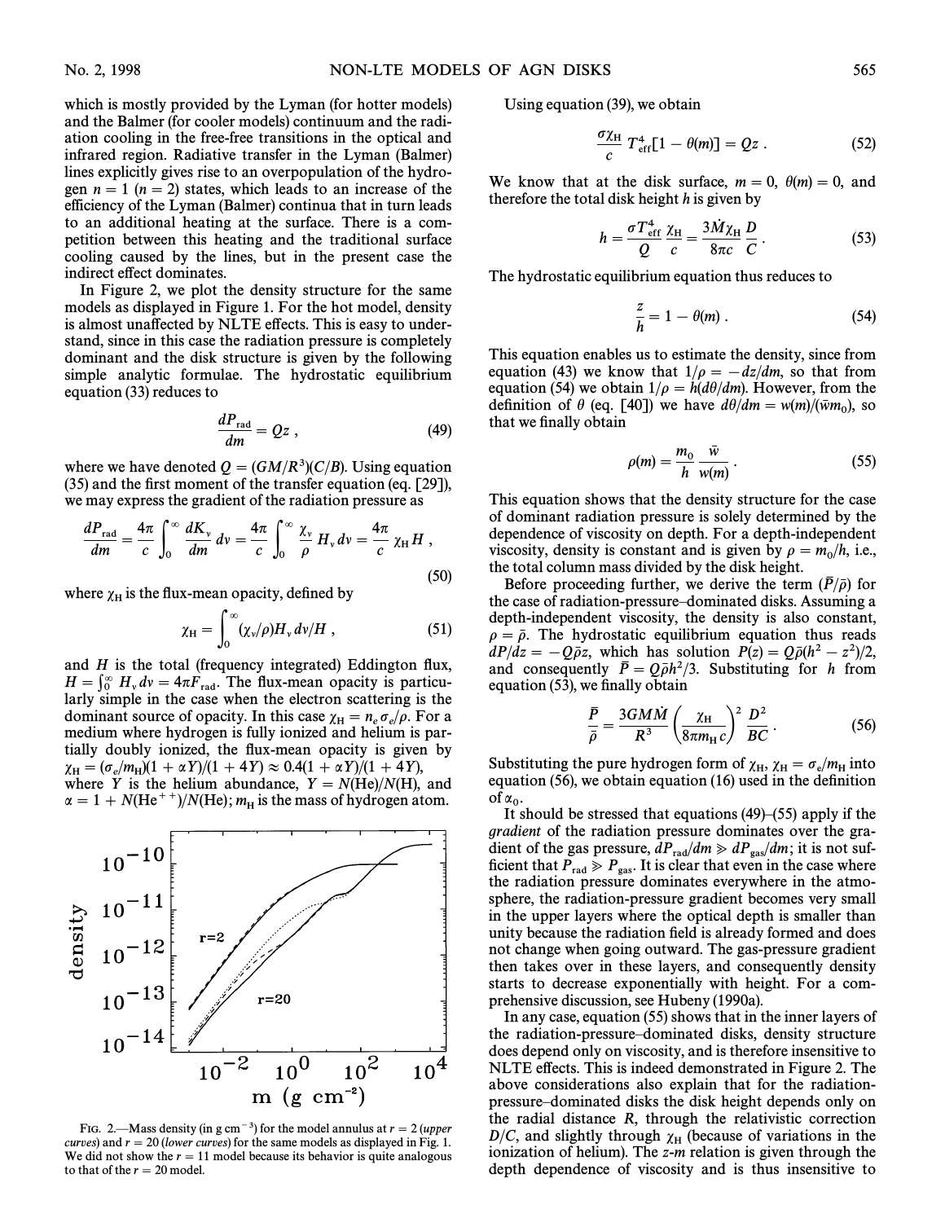which is mostly provided by the Lyman (for hotter models) and the Balmer (for cooler models) continuum and the radiation cooling in the free-free transitions in the optical and infrared region. Radiative transfer in the Lyman (Balmer) lines explicitly gives rise to an overpopulation of the hydrogen $n = 1$ ($n = 2$) states, which leads to an increase of the efficiency of the Lyman (Balmer) continua that in turn leads to an additional heating at the surface. There is a competition between this heating and the traditional surface cooling caused by the lines, but in the present case the indirect effect dominates.

In Figure 2, we plot the density structure for the same models as displayed in Figure 1. For the hot model, density is almost unaffected by NLTE effects. This is easy to understand, since in this case the radiation pressure is completely dominant and the disk structure is given by the following simple analytic formulae. The hydrostatic equilibrium equation (33) reduces to

$$\frac{dP_{\rm rad}}{dm} = Qz \,, \tag{49}$$

where we have denoted $Q = (GM/R^3)(C/B)$. Using equation (35) and the first moment of the transfer equation (eq. [29]), we may express the gradient of the radiation pressure as

$$\frac{dP_{\rm rad}}{dm} = \frac{4\pi}{c}\int_0^\infty \frac{dK_\nu}{dm}\,d\nu = \frac{4\pi}{c}\int_0^\infty \frac{\chi_\nu}{\rho}\,H_\nu\,d\nu = \frac{4\pi}{c}\,\chi_{\rm H} H \,, \tag{50}$$

where $\chi_{\rm H}$ is the flux-mean opacity, defined by

$$\chi_{\rm H} = \int_0^\infty (\chi_\nu/\rho) H_\nu\, d\nu / H \,, \tag{51}$$

and $H$ is the total (frequency integrated) Eddington flux, $H = \int_0^\infty H_\nu\, d\nu = 4\pi F_{\rm rad}$. The flux-mean opacity is particularly simple in the case when the electron scattering is the dominant source of opacity. In this case $\chi_{\rm H} = n_e \sigma_e/\rho$. For a medium where hydrogen is fully ionized and helium is partially doubly ionized, the flux-mean opacity is given by $\chi_{\rm H} = (\sigma_e/m_{\rm H})(1 + \alpha Y)/(1 + 4Y) \approx 0.4(1 + \alpha Y)/(1 + 4Y)$, where $Y$ is the helium abundance, $Y = N({\rm He})/N({\rm H})$, and $\alpha = 1 + N({\rm He}^{++})/N({\rm He})$; $m_{\rm H}$ is the mass of hydrogen atom.

FIG. 2.—Mass density (in g cm$^{-3}$) for the model annulus at $r = 2$ (*upper curves*) and $r = 20$ (*lower curves*) for the same models as displayed in Fig. 1. We did not show the $r = 11$ model because its behavior is quite analogous to that of the $r = 20$ model.

Using equation (39), we obtain

$$\frac{\sigma \chi_{\rm H}}{c}\, T_{\rm eff}^4 [1 - \theta(m)] = Qz \,. \tag{52}$$

We know that at the disk surface, $m = 0$, $\theta(m) = 0$, and therefore the total disk height $h$ is given by

$$h = \frac{\sigma T_{\rm eff}^4}{Q}\,\frac{\chi_{\rm H}}{c} = \frac{3\dot{M}\chi_{\rm H}}{8\pi c}\,\frac{D}{C} \,. \tag{53}$$

The hydrostatic equilibrium equation thus reduces to

$$\frac{z}{h} = 1 - \theta(m) \,. \tag{54}$$

This equation enables us to estimate the density, since from equation (43) we know that $1/\rho = -dz/dm$, so that from equation (54) we obtain $1/\rho = h(d\theta/dm)$. However, from the definition of $\theta$ (eq. [40]) we have $d\theta/dm = w(m)/(\bar{w} m_0)$, so that we finally obtain

$$\rho(m) = \frac{m_0}{h}\,\frac{\bar{w}}{w(m)} \,. \tag{55}$$

This equation shows that the density structure for the case of dominant radiation pressure is solely determined by the dependence of viscosity on depth. For a depth-independent viscosity, density is constant and is given by $\rho = m_0/h$, i.e., the total column mass divided by the disk height.

Before proceeding further, we derive the term $(\bar{P}/\bar{\rho})$ for the case of radiation-pressure–dominated disks. Assuming a depth-independent viscosity, the density is also constant, $\rho = \bar{\rho}$. The hydrostatic equilibrium equation thus reads $dP/dz = -Q\bar{\rho} z$, which has solution $P(z) = Q\bar{\rho}(h^2 - z^2)/2$, and consequently $\bar{P} = Q\bar{\rho} h^2/3$. Substituting for $h$ from equation (53), we finally obtain

$$\frac{\bar{P}}{\bar{\rho}} = \frac{3GM\dot{M}}{R^3}\left(\frac{\chi_{\rm H}}{8\pi m_{\rm H} c}\right)^2 \frac{D^2}{BC} \,. \tag{56}$$

Substituting the pure hydrogen form of $\chi_{\rm H}$, $\chi_{\rm H} = \sigma_e/m_{\rm H}$ into equation (56), we obtain equation (16) used in the definition of $\alpha_0$.

It should be stressed that equations (49)–(55) apply if the *gradient* of the radiation pressure dominates over the gradient of the gas pressure, $dP_{\rm rad}/dm \gg dP_{\rm gas}/dm$; it is not sufficient that $P_{\rm rad} \gg P_{\rm gas}$. It is clear that even in the case where the radiation pressure dominates everywhere in the atmosphere, the radiation-pressure gradient becomes very small in the upper layers where the optical depth is smaller than unity because the radiation field is already formed and does not change when going outward. The gas-pressure gradient then takes over in these layers, and consequently density starts to decrease exponentially with height. For a comprehensive discussion, see Hubeny (1990a).

In any case, equation (55) shows that in the inner layers of the radiation-pressure–dominated disks, density structure does depend only on viscosity, and is therefore insensitive to NLTE effects. This is indeed demonstrated in Figure 2. The above considerations also explain that for the radiation-pressure–dominated disks the disk height depends only on the radial distance $R$, through the relativistic correction $D/C$, and slightly through $\chi_{\rm H}$ (because of variations in the ionization of helium). The $z$-$m$ relation is given through the depth dependence of viscosity and is thus insensitive to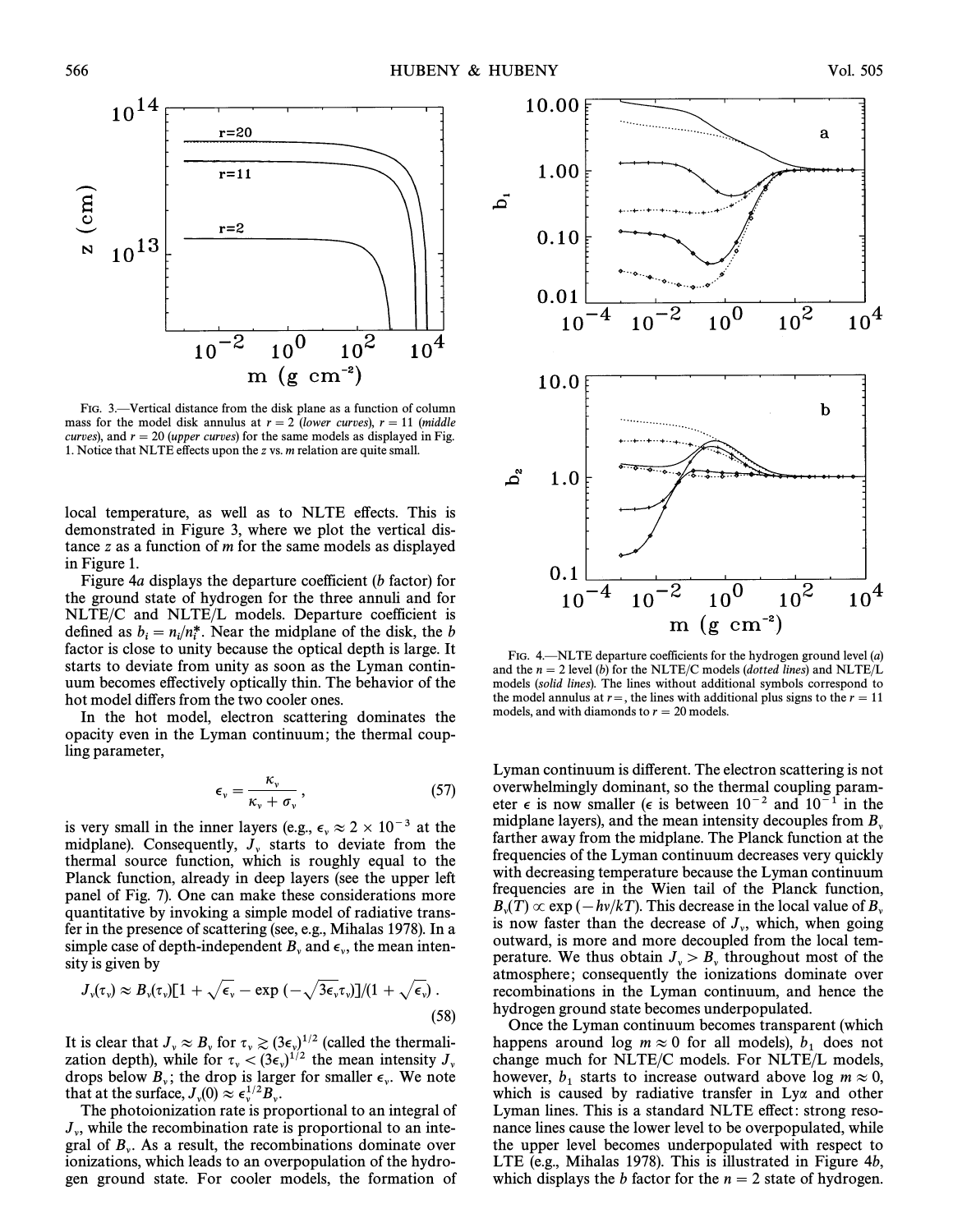FIG. 3.—Vertical distance from the disk plane as a function of column mass for the model disk annulus at $r = 2$ (*lower curves*), $r = 11$ (*middle curves*), and $r = 20$ (*upper curves*) for the same models as displayed in Fig. 1. Notice that NLTE effects upon the $z$ vs. $m$ relation are quite small.

local temperature, as well as to NLTE effects. This is demonstrated in Figure 3, where we plot the vertical distance $z$ as a function of $m$ for the same models as displayed in Figure 1.

Figure 4*a* displays the departure coefficient ($b$ factor) for the ground state of hydrogen for the three annuli and for NLTE/C and NLTE/L models. Departure coefficient is defined as $b_i = n_i/n_i^*$. Near the midplane of the disk, the $b$ factor is close to unity because the optical depth is large. It starts to deviate from unity as soon as the Lyman continuum becomes effectively optically thin. The behavior of the hot model differs from the two cooler ones.

In the hot model, electron scattering dominates the opacity even in the Lyman continuum; the thermal coupling parameter,

$$\epsilon_\nu = \frac{\kappa_\nu}{\kappa_\nu + \sigma_\nu} , \tag{57}$$

is very small in the inner layers (e.g., $\epsilon_\nu \approx 2 \times 10^{-3}$ at the midplane). Consequently, $J_\nu$ starts to deviate from the thermal source function, which is roughly equal to the Planck function, already in deep layers (see the upper left panel of Fig. 7). One can make these considerations more quantitative by invoking a simple model of radiative transfer in the presence of scattering (see, e.g., Mihalas 1978). In a simple case of depth-independent $B_\nu$ and $\epsilon_\nu$, the mean intensity is given by

$$J_\nu(\tau_\nu) \approx B_\nu(\tau_\nu)[1 + \sqrt{\epsilon_\nu} - \exp(-\sqrt{3\epsilon_\nu}\tau_\nu)]/(1 + \sqrt{\epsilon_\nu}) . \tag{58}$$

It is clear that $J_\nu \approx B_\nu$ for $\tau_\nu \gtrsim (3\epsilon_\nu)^{1/2}$ (called the thermalization depth), while for $\tau_\nu < (3\epsilon_\nu)^{1/2}$ the mean intensity $J_\nu$ drops below $B_\nu$; the drop is larger for smaller $\epsilon_\nu$. We note that at the surface, $J_\nu(0) \approx \epsilon_\nu^{1/2} B_\nu$.

The photoionization rate is proportional to an integral of $J_\nu$, while the recombination rate is proportional to an integral of $B_\nu$. As a result, the recombinations dominate over ionizations, which leads to an overpopulation of the hydrogen ground state. For cooler models, the formation of Lyman continuum is different. The electron scattering is not overwhelmingly dominant, so the thermal coupling parameter $\epsilon$ is now smaller ($\epsilon$ is between $10^{-2}$ and $10^{-1}$ in the midplane layers), and the mean intensity decouples from $B_\nu$ farther away from the midplane. The Planck function at the frequencies of the Lyman continuum decreases very quickly with decreasing temperature because the Lyman continuum frequencies are in the Wien tail of the Planck function, $B_\nu(T) \propto \exp(-h\nu/kT)$. This decrease in the local value of $B_\nu$ is now faster than the decrease of $J_\nu$, which, when going outward, is more and more decoupled from the local temperature. We thus obtain $J_\nu > B_\nu$ throughout most of the atmosphere; consequently the ionizations dominate over recombinations in the Lyman continuum, and hence the hydrogen ground state becomes underpopulated.

Once the Lyman continuum becomes transparent (which happens around $\log m \approx 0$ for all models), $b_1$ does not change much for NLTE/C models. For NLTE/L models, however, $b_1$ starts to increase outward above $\log m \approx 0$, which is caused by radiative transfer in Ly$\alpha$ and other Lyman lines. This is a standard NLTE effect: strong resonance lines cause the lower level to be overpopulated, while the upper level becomes underpopulated with respect to LTE (e.g., Mihalas 1978). This is illustrated in Figure 4*b*, which displays the $b$ factor for the $n = 2$ state of hydrogen.

FIG. 4.—NLTE departure coefficients for the hydrogen ground level (*a*) and the $n = 2$ level (*b*) for the NLTE/C models (*dotted lines*) and NLTE/L models (*solid lines*). The lines without additional symbols correspond to the model annulus at $r =$, the lines with additional plus signs to the $r = 11$ models, and with diamonds to $r = 20$ models.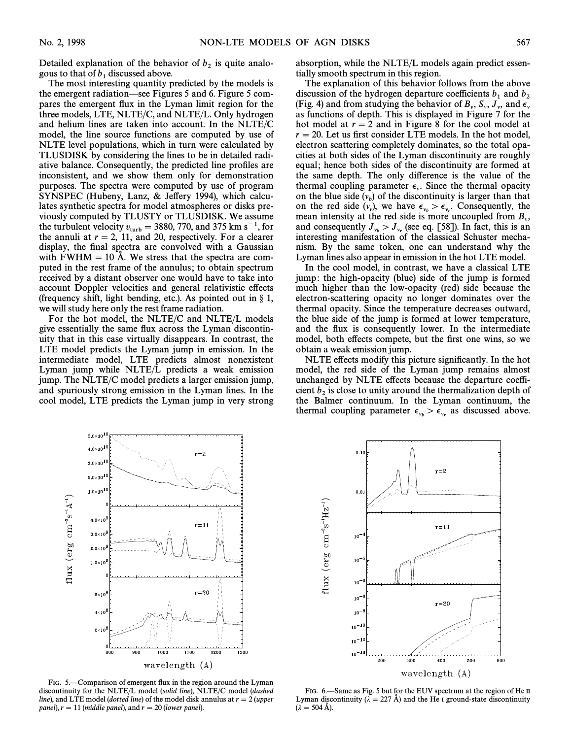Detailed explanation of the behavior of $b_2$ is quite analogous to that of $b_1$ discussed above.

The most interesting quantity predicted by the models is the emergent radiation—see Figures 5 and 6. Figure 5 compares the emergent flux in the Lyman limit region for the three models, LTE, NLTE/C, and NLTE/L. Only hydrogen and helium lines are taken into account. In the NLTE/C model, the line source functions are computed by use of NLTE level populations, which in turn were calculated by TLUSDISK by considering the lines to be in detailed radiative balance. Consequently, the predicted line profiles are inconsistent, and we show them only for demonstration purposes. The spectra were computed by use of program SYNSPEC (Hubeny, Lanz, & Jeffery 1994), which calculates synthetic spectra for model atmospheres or disks previously computed by TLUSTY or TLUSDISK. We assume the turbulent velocity $v_{\rm turb} = 3880$, 770, and 375 km s$^{-1}$, for the annuli at $r = 2$, 11, and 20, respectively. For a clearer display, the final spectra are convolved with a Gaussian with FWHM = 10 Å. We stress that the spectra are computed in the rest frame of the annulus; to obtain spectrum received by a distant observer one would have to take into account Doppler velocities and general relativistic effects (frequency shift, light bending, etc.). As pointed out in § 1, we will study here only the rest frame radiation.

For the hot model, the NLTE/C and NLTE/L models give essentially the same flux across the Lyman discontinuity that in this case virtually disappears. In contrast, the LTE model predicts the Lyman jump in emission. In the intermediate model, LTE predicts almost nonexistent Lyman jump while NLTE/L predicts a weak emission jump. The NLTE/C model predicts a larger emission jump, and spuriously strong emission in the Lyman lines. In the cool model, LTE predicts the Lyman jump in very strong absorption, while the NLTE/L models again predict essentially smooth spectrum in this region.

The explanation of this behavior follows from the above discussion of the hydrogen departure coefficients $b_1$ and $b_2$ (Fig. 4) and from studying the behavior of $B_\nu$, $S_\nu$, $J_\nu$, and $\epsilon_\nu$ as functions of depth. This is displayed in Figure 7 for the hot model at $r = 2$ and in Figure 8 for the cool model at $r = 20$. Let us first consider LTE models. In the hot model, electron scattering completely dominates, so the total opacities at both sides of the Lyman discontinuity are roughly equal; hence both sides of the discontinuity are formed at the same depth. The only difference is the value of the thermal coupling parameter $\epsilon_\nu$. Since the thermal opacity on the blue side ($\nu_b$) of the discontinuity is larger than that on the red side ($\nu_r$), we have $\epsilon_{\nu_b} > \epsilon_{\nu_r}$. Consequently, the mean intensity at the red side is more uncoupled from $B_\nu$, and consequently $J_{\nu_b} > J_{\nu_r}$ (see eq. [58]). In fact, this is an interesting manifestation of the classical Schuster mechanism. By the same token, one can understand why the Lyman lines also appear in emission in the hot LTE model.

In the cool model, in contrast, we have a classical LTE jump: the high-opacity (blue) side of the jump is formed much higher than the low-opacity (red) side because the electron-scattering opacity no longer dominates over the thermal opacity. Since the temperature decreases outward, the blue side of the jump is formed at lower temperature, and the flux is consequently lower. In the intermediate model, both effects compete, but the first one wins, so we obtain a weak emission jump.

NLTE effects modify this picture significantly. In the hot model, the red side of the Lyman jump remains almost unchanged by NLTE effects because the departure coefficient $b_2$ is close to unity around the thermalization depth of the Balmer continuum. In the Lyman continuum, the thermal coupling parameter $\epsilon_{\nu_b} > \epsilon_{\nu_r}$ as discussed above.

FIG. 5.—Comparison of emergent flux in the region around the Lyman discontinuity for the NLTE/L model (*solid line*), NLTE/C model (*dashed line*), and LTE model (*dotted line*) of the model disk annulus at $r = 2$ (*upper panel*), $r = 11$ (*middle panel*), and $r = 20$ (*lower panel*).

FIG. 6.—Same as Fig. 5 but for the EUV spectrum at the region of He II Lyman discontinuity ($\lambda = 227$ Å) and the He I ground-state discontinuity ($\lambda = 504$ Å).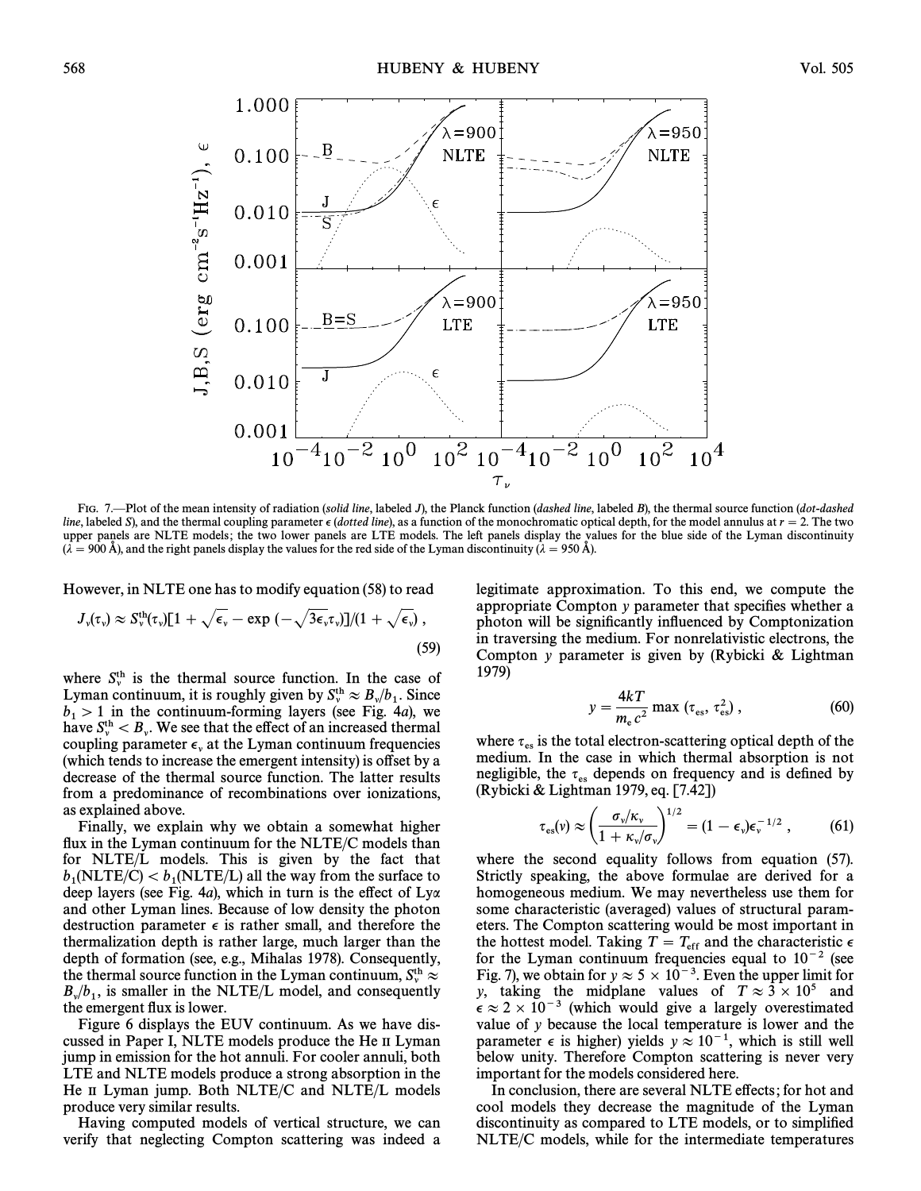FIG. 7.—Plot of the mean intensity of radiation (*solid line*, labeled *J*), the Planck function (*dashed line*, labeled *B*), the thermal source function (*dot-dashed line*, labeled *S*), and the thermal coupling parameter $\epsilon$ (*dotted line*), as a function of the monochromatic optical depth, for the model annulus at $r = 2$. The two upper panels are NLTE models; the two lower panels are LTE models. The left panels display the values for the blue side of the Lyman discontinuity ($\lambda = 900$ Å), and the right panels display the values for the red side of the Lyman discontinuity ($\lambda = 950$ Å).

However, in NLTE one has to modify equation (58) to read

$$J_\nu(\tau_\nu) \approx S_\nu^{\rm th}(\tau_\nu)[1 + \sqrt{\epsilon_\nu} - \exp(-\sqrt{3\epsilon_\nu}\tau_\nu)]/(1 + \sqrt{\epsilon_\nu}) , \quad (59)$$

where $S_\nu^{\rm th}$ is the thermal source function. In the case of Lyman continuum, it is roughly given by $S_\nu^{\rm th} \approx B_\nu/b_1$. Since $b_1 > 1$ in the continuum-forming layers (see Fig. 4*a*), we have $S_\nu^{\rm th} < B_\nu$. We see that the effect of an increased thermal coupling parameter $\epsilon_\nu$ at the Lyman continuum frequencies (which tends to increase the emergent intensity) is offset by a decrease of the thermal source function. The latter results from a predominance of recombinations over ionizations, as explained above.

Finally, we explain why we obtain a somewhat higher flux in the Lyman continuum for the NLTE/C models than for NLTE/L models. This is given by the fact that $b_1$(NLTE/C) $< b_1$(NLTE/L) all the way from the surface to deep layers (see Fig. 4*a*), which in turn is the effect of Ly$\alpha$ and other Lyman lines. Because of low density the photon destruction parameter $\epsilon$ is rather small, and therefore the thermalization depth is rather large, much larger than the depth of formation (see, e.g., Mihalas 1978). Consequently, the thermal source function in the Lyman continuum, $S_\nu^{\rm th} \approx B_\nu/b_1$, is smaller in the NLTE/L model, and consequently the emergent flux is lower.

Figure 6 displays the EUV continuum. As we have discussed in Paper I, NLTE models produce the He II Lyman jump in emission for the hot annuli. For cooler annuli, both LTE and NLTE models produce a strong absorption in the He II Lyman jump. Both NLTE/C and NLTE/L models produce very similar results.

Having computed models of vertical structure, we can verify that neglecting Compton scattering was indeed a legitimate approximation. To this end, we compute the appropriate Compton $y$ parameter that specifies whether a photon will be significantly influenced by Comptonization in traversing the medium. For nonrelativistic electrons, the Compton $y$ parameter is given by (Rybicki & Lightman 1979)

$$y = \frac{4kT}{m_e c^2} \max(\tau_{\rm es}, \tau_{\rm es}^2) , \quad (60)$$

where $\tau_{\rm es}$ is the total electron-scattering optical depth of the medium. In the case in which thermal absorption is not negligible, the $\tau_{\rm es}$ depends on frequency and is defined by (Rybicki & Lightman 1979, eq. [7.42])

$$\tau_{\rm es}(\nu) \approx \left(\frac{\sigma_\nu/\kappa_\nu}{1 + \kappa_\nu/\sigma_\nu}\right)^{1/2} = (1 - \epsilon_\nu)\epsilon_\nu^{-1/2} , \quad (61)$$

where the second equality follows from equation (57). Strictly speaking, the above formulae are derived for a homogeneous medium. We may nevertheless use them for some characteristic (averaged) values of structural parameters. The Compton scattering would be most important in the hottest model. Taking $T = T_{\rm eff}$ and the characteristic $\epsilon$ for the Lyman continuum frequencies equal to $10^{-2}$ (see Fig. 7), we obtain for $y \approx 5 \times 10^{-3}$. Even the upper limit for $y$, taking the midplane values of $T \approx 3 \times 10^5$ and $\epsilon \approx 2 \times 10^{-3}$ (which would give a largely overestimated value of $y$ because the local temperature is lower and the parameter $\epsilon$ is higher) yields $y \approx 10^{-1}$, which is still well below unity. Therefore Compton scattering is never very important for the models considered here.

In conclusion, there are several NLTE effects; for hot and cool models they decrease the magnitude of the Lyman discontinuity as compared to LTE models, or to simplified NLTE/C models, while for the intermediate temperatures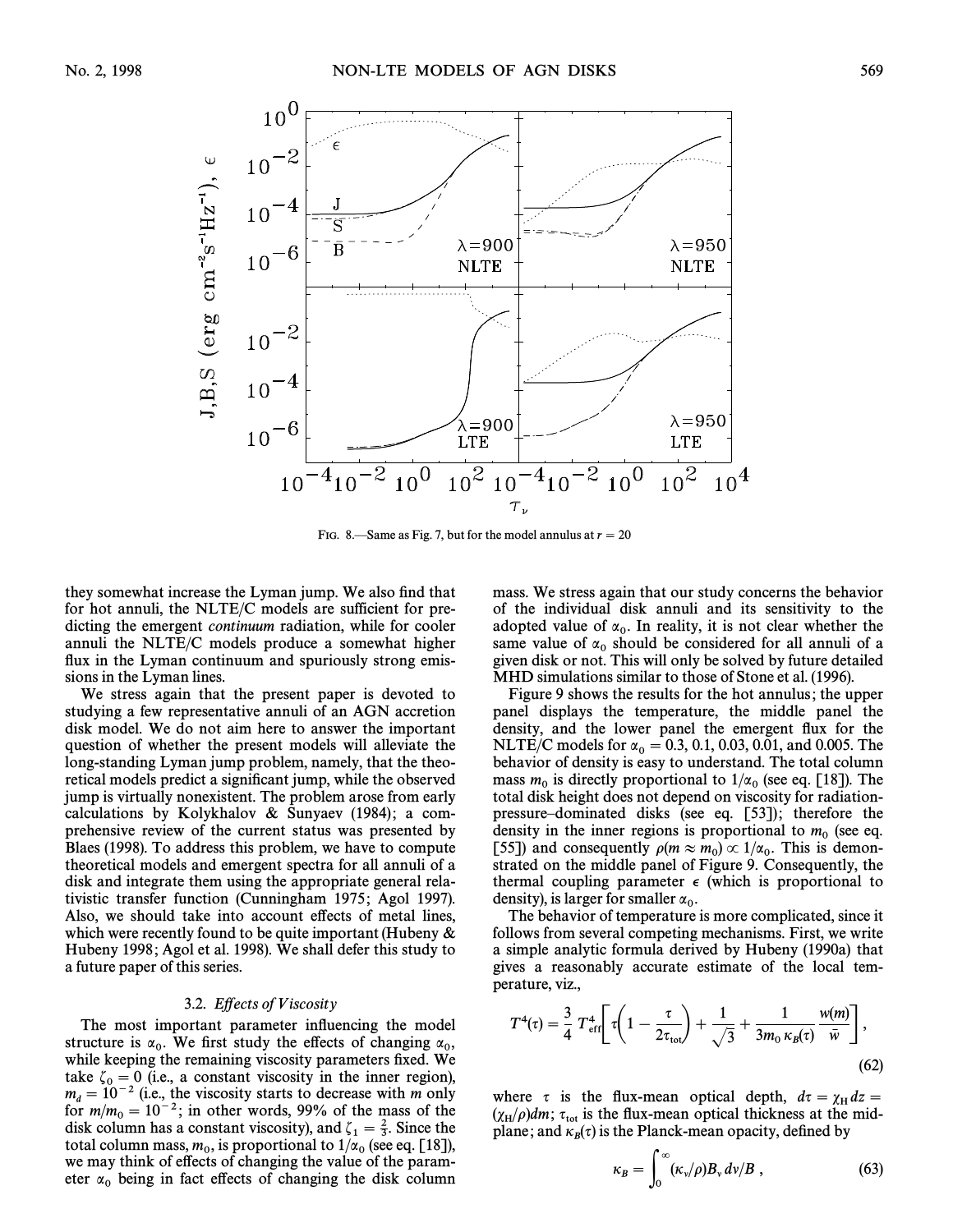FIG. 8.—Same as Fig. 7, but for the model annulus at $r = 20$

they somewhat increase the Lyman jump. We also find that for hot annuli, the NLTE/C models are sufficient for predicting the emergent *continuum* radiation, while for cooler annuli the NLTE/C models produce a somewhat higher flux in the Lyman continuum and spuriously strong emissions in the Lyman lines.

We stress again that the present paper is devoted to studying a few representative annuli of an AGN accretion disk model. We do not aim here to answer the important question of whether the present models will alleviate the long-standing Lyman jump problem, namely, that the theoretical models predict a significant jump, while the observed jump is virtually nonexistent. The problem arose from early calculations by Kolykhalov & Sunyaev (1984); a comprehensive review of the current status was presented by Blaes (1998). To address this problem, we have to compute theoretical models and emergent spectra for all annuli of a disk and integrate them using the appropriate general relativistic transfer function (Cunningham 1975; Agol 1997). Also, we should take into account effects of metal lines, which were recently found to be quite important (Hubeny & Hubeny 1998; Agol et al. 1998). We shall defer this study to a future paper of this series.

### 3.2. *Effects of Viscosity*

The most important parameter influencing the model structure is $\alpha_0$. We first study the effects of changing $\alpha_0$, while keeping the remaining viscosity parameters fixed. We take $\zeta_0 = 0$ (i.e., a constant viscosity in the inner region), $m_d = 10^{-2}$ (i.e., the viscosity starts to decrease with $m$ only for $m/m_0 = 10^{-2}$; in other words, 99% of the mass of the disk column has a constant viscosity), and $\zeta_1 = \frac{2}{3}$. Since the total column mass, $m_0$, is proportional to $1/\alpha_0$ (see eq. [18]), we may think of effects of changing the value of the parameter $\alpha_0$ being in fact effects of changing the disk column mass. We stress again that our study concerns the behavior of the individual disk annuli and its sensitivity to the adopted value of $\alpha_0$. In reality, it is not clear whether the same value of $\alpha_0$ should be considered for all annuli of a given disk or not. This will only be solved by future detailed MHD simulations similar to those of Stone et al. (1996).

Figure 9 shows the results for the hot annulus; the upper panel displays the temperature, the middle panel the density, and the lower panel the emergent flux for the NLTE/C models for $\alpha_0 = 0.3$, 0.1, 0.03, 0.01, and 0.005. The behavior of density is easy to understand. The total column mass $m_0$ is directly proportional to $1/\alpha_0$ (see eq. [18]). The total disk height does not depend on viscosity for radiation-pressure–dominated disks (see eq. [53]); therefore the density in the inner regions is proportional to $m_0$ (see eq. [55]) and consequently $\rho(m \approx m_0) \propto 1/\alpha_0$. This is demonstrated on the middle panel of Figure 9. Consequently, the thermal coupling parameter $\epsilon$ (which is proportional to density), is larger for smaller $\alpha_0$.

The behavior of temperature is more complicated, since it follows from several competing mechanisms. First, we write a simple analytic formula derived by Hubeny (1990a) that gives a reasonably accurate estimate of the local temperature, viz.,

$$T^4(\tau) = \frac{3}{4}\, T_{\rm eff}^4 \left[ \tau \left( 1 - \frac{\tau}{2\tau_{\rm tot}} \right) + \frac{1}{\sqrt{3}} + \frac{1}{3 m_0\, \kappa_B(\tau)} \frac{w(m)}{\bar{w}} \right] , \tag{62}$$

where $\tau$ is the flux-mean optical depth, $d\tau = \chi_{\rm H} dz = (\chi_{\rm H}/\rho) dm$; $\tau_{\rm tot}$ is the flux-mean optical thickness at the midplane; and $\kappa_B(\tau)$ is the Planck-mean opacity, defined by

$$\kappa_B = \int_0^\infty (\kappa_\nu/\rho) B_\nu \, d\nu / B , \tag{63}$$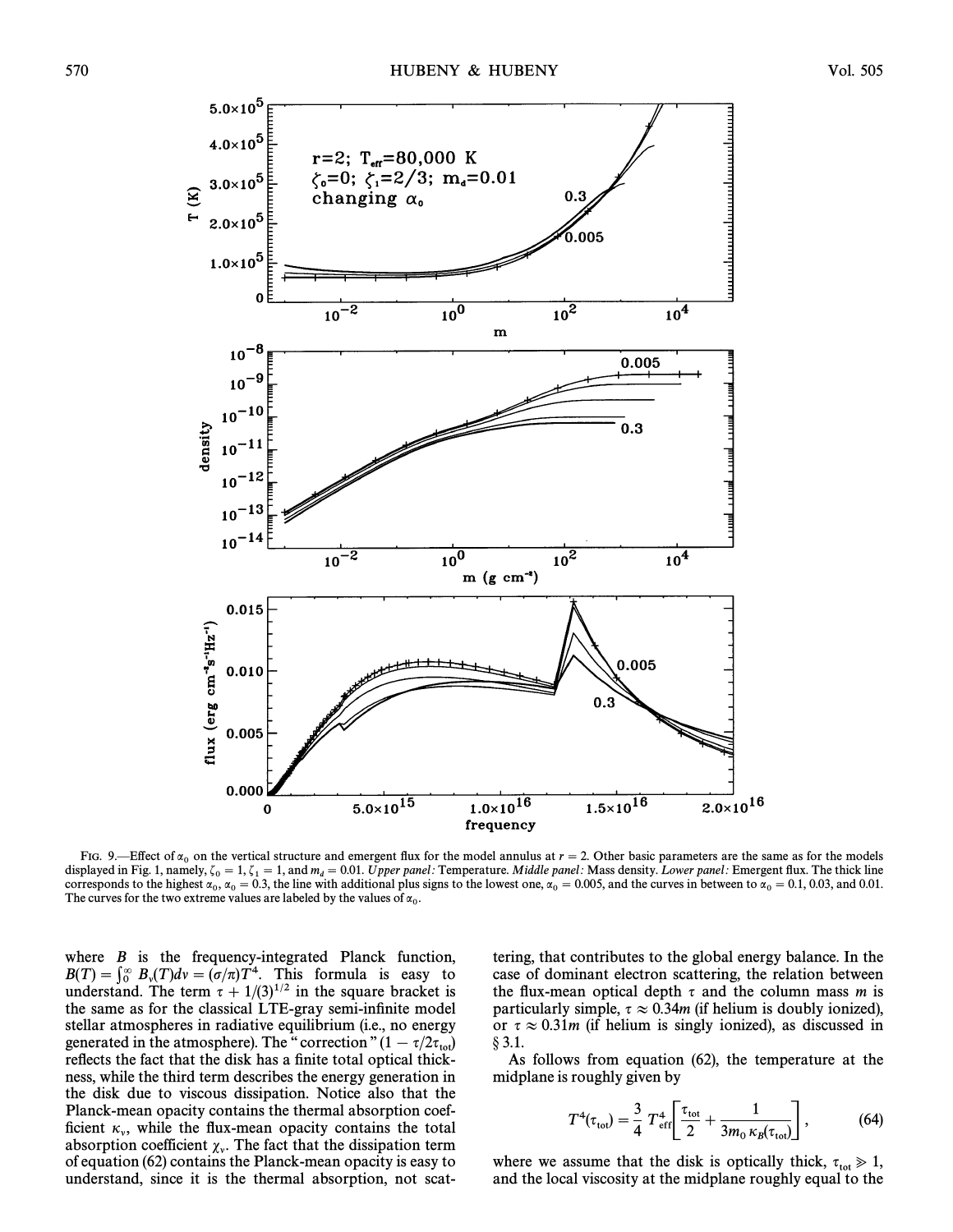FIG. 9.—Effect of $\alpha_0$ on the vertical structure and emergent flux for the model annulus at $r = 2$. Other basic parameters are the same as for the models displayed in Fig. 1, namely, $\zeta_0 = 1$, $\zeta_1 = 1$, and $m_d = 0.01$. *Upper panel:* Temperature. *Middle panel:* Mass density. *Lower panel:* Emergent flux. The thick line corresponds to the highest $\alpha_0$, $\alpha_0 = 0.3$, the line with additional plus signs to the lowest one, $\alpha_0 = 0.005$, and the curves in between to $\alpha_0 = 0.1$, 0.03, and 0.01. The curves for the two extreme values are labeled by the values of $\alpha_0$.

where $B$ is the frequency-integrated Planck function, $B(T) = \int_0^\infty B_\nu(T) d\nu = (\sigma/\pi)T^4$. This formula is easy to understand. The term $\tau + 1/(3)^{1/2}$ in the square bracket is the same as for the classical LTE-gray semi-infinite model stellar atmospheres in radiative equilibrium (i.e., no energy generated in the atmosphere). The "correction" $(1 - \tau/2\tau_{\rm tot})$ reflects the fact that the disk has a finite total optical thickness, while the third term describes the energy generation in the disk due to viscous dissipation. Notice also that the Planck-mean opacity contains the thermal absorption coefficient $\kappa_\nu$, while the flux-mean opacity contains the total absorption coefficient $\chi_\nu$. The fact that the dissipation term of equation (62) contains the Planck-mean opacity is easy to understand, since it is the thermal absorption, not scattering, that contributes to the global energy balance. In the case of dominant electron scattering, the relation between the flux-mean optical depth $\tau$ and the column mass $m$ is particularly simple, $\tau \approx 0.34m$ (if helium is doubly ionized), or $\tau \approx 0.31m$ (if helium is singly ionized), as discussed in § 3.1.

As follows from equation (62), the temperature at the midplane is roughly given by

$$T^4(\tau_{\rm tot}) = \frac{3}{4} T_{\rm eff}^4 \left[ \frac{\tau_{\rm tot}}{2} + \frac{1}{3m_0 \kappa_B(\tau_{\rm tot})} \right], \qquad (64)$$

where we assume that the disk is optically thick, $\tau_{\rm tot} \gg 1$, and the local viscosity at the midplane roughly equal to the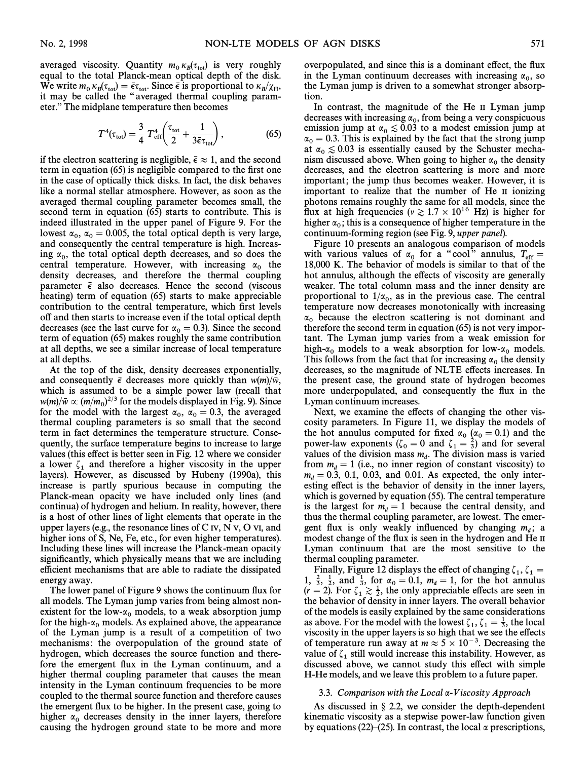averaged viscosity. Quantity $m_0 \kappa_B(\tau_{\rm tot})$ is very roughly equal to the total Planck-mean optical depth of the disk. We write $m_0 \kappa_B(\tau_{\rm tot}) = \bar{\epsilon}\tau_{\rm tot}$. Since $\bar{\epsilon}$ is proportional to $\kappa_B/\chi_{\rm H}$, it may be called the "averaged thermal coupling parameter." The midplane temperature then becomes

$$T^4(\tau_{\rm tot}) = \frac{3}{4}\, T_{\rm eff}^4 \left(\frac{\tau_{\rm tot}}{2} + \frac{1}{3\bar{\epsilon}\tau_{\rm tot}}\right), \tag{65}$$

if the electron scattering is negligible, $\bar{\epsilon} \approx 1$, and the second term in equation (65) is negligible compared to the first one in the case of optically thick disks. In fact, the disk behaves like a normal stellar atmosphere. However, as soon as the averaged thermal coupling parameter becomes small, the second term in equation (65) starts to contribute. This is indeed illustrated in the upper panel of Figure 9. For the lowest $\alpha_0$, $\alpha_0 = 0.005$, the total optical depth is very large, and consequently the central temperature is high. Increasing $\alpha_0$, the total optical depth decreases, and so does the central temperature. However, with increasing $\alpha_0$ the density decreases, and therefore the thermal coupling parameter $\bar{\epsilon}$ also decreases. Hence the second (viscous heating) term of equation (65) starts to make appreciable contribution to the central temperature, which first levels off and then starts to increase even if the total optical depth decreases (see the last curve for $\alpha_0 = 0.3$). Since the second term of equation (65) makes roughly the same contribution at all depths, we see a similar increase of local temperature at all depths.

At the top of the disk, density decreases exponentially, and consequently $\bar{\epsilon}$ decreases more quickly than $w(m)/\bar{w}$, which is assumed to be a simple power law (recall that $w(m)/\bar{w} \propto (m/m_0)^{2/3}$ for the models displayed in Fig. 9). Since for the model with the largest $\alpha_0$, $\alpha_0 = 0.3$, the averaged thermal coupling parameters is so small that the second term in fact determines the temperature structure. Consequently, the surface temperature begins to increase to large values (this effect is better seen in Fig. 12 where we consider a lower $\zeta_1$ and therefore a higher viscosity in the upper layers). However, as discussed by Hubeny (1990a), this increase is partly spurious because in computing the Planck-mean opacity we have included only lines (and continua) of hydrogen and helium. In reality, however, there is a host of other lines of light elements that operate in the upper layers (e.g., the resonance lines of C IV, N V, O VI, and higher ions of S, Ne, Fe, etc., for even higher temperatures). Including these lines will increase the Planck-mean opacity significantly, which physically means that we are including efficient mechanisms that are able to radiate the dissipated energy away.

The lower panel of Figure 9 shows the continuum flux for all models. The Lyman jump varies from being almost nonexistent for the low-$\alpha_0$ models, to a weak absorption jump for the high-$\alpha_0$ models. As explained above, the appearance of the Lyman jump is a result of a competition of two mechanisms: the overpopulation of the ground state of hydrogen, which decreases the source function and therefore the emergent flux in the Lyman continuum, and a higher thermal coupling parameter that causes the mean intensity in the Lyman continuum frequencies to be more coupled to the thermal source function and therefore causes the emergent flux to be higher. In the present case, going to higher $\alpha_0$ decreases density in the inner layers, therefore causing the hydrogen ground state to be more and more overpopulated, and since this is a dominant effect, the flux in the Lyman continuum decreases with increasing $\alpha_0$, so the Lyman jump is driven to a somewhat stronger absorption.

In contrast, the magnitude of the He II Lyman jump decreases with increasing $\alpha_0$, from being a very conspicuous emission jump at $\alpha_0 \lesssim 0.03$ to a modest emission jump at $\alpha_0 = 0.3$. This is explained by the fact that the strong jump at $\alpha_0 \lesssim 0.03$ is essentially caused by the Schuster mechanism discussed above. When going to higher $\alpha_0$ the density decreases, and the electron scattering is more and more important; the jump thus becomes weaker. However, it is important to realize that the number of He II ionizing photons remains roughly the same for all models, since the flux at high frequencies ($\nu \gtrsim 1.7 \times 10^{16}$ Hz) is higher for higher $\alpha_0$; this is a consequence of higher temperature in the continuum-forming region (see Fig. 9, *upper panel*).

Figure 10 presents an analogous comparison of models with various values of $\alpha_0$ for a "cool" annulus, $T_{\rm eff} =$ 18,000 K. The behavior of models is similar to that of the hot annulus, although the effects of viscosity are generally weaker. The total column mass and the inner density are proportional to $1/\alpha_0$, as in the previous case. The central temperature now decreases monotonically with increasing $\alpha_0$ because the electron scattering is not dominant and therefore the second term in equation (65) is not very important. The Lyman jump varies from a weak emission for high-$\alpha_0$ models to a weak absorption for low-$\alpha_0$ models. This follows from the fact that for increasing $\alpha_0$ the density decreases, so the magnitude of NLTE effects increases. In the present case, the ground state of hydrogen becomes more underpopulated, and consequently the flux in the Lyman continuum increases.

Next, we examine the effects of changing the other viscosity parameters. In Figure 11, we display the models of the hot annulus computed for fixed $\alpha_0$ ($\alpha_0 = 0.1$) and the power-law exponents ($\zeta_0 = 0$ and $\zeta_1 = \frac{2}{3}$) and for several values of the division mass $m_d$. The division mass is varied from $m_d = 1$ (i.e., no inner region of constant viscosity) to $m_d = 0.3$, 0.1, 0.03, and 0.01. As expected, the only interesting effect is the behavior of density in the inner layers, which is governed by equation (55). The central temperature is the largest for $m_d = 1$ because the central density, and thus the thermal coupling parameter, are lowest. The emergent flux is only weakly influenced by changing $m_d$; a modest change of the flux is seen in the hydrogen and He II Lyman continuum that are the most sensitive to the thermal coupling parameter.

Finally, Figure 12 displays the effect of changing $\zeta_1$, $\zeta_1 = 1$, $\frac{2}{3}$, $\frac{1}{2}$, and $\frac{1}{3}$, for $\alpha_0 = 0.1$, $m_d = 1$, for the hot annulus ($r = 2$). For $\zeta_1 \gtrsim \frac{1}{2}$, the only appreciable effects are seen in the behavior of density in inner layers. The overall behavior of the models is easily explained by the same considerations as above. For the model with the lowest $\zeta_1$, $\zeta_1 = \frac{1}{3}$, the local viscosity in the upper layers is so high that we see the effects of temperature run away at $m \approx 5 \times 10^{-3}$. Decreasing the value of $\zeta_1$ still would increase this instability. However, as discussed above, we cannot study this effect with simple H-He models, and we leave this problem to a future paper.

### 3.3. *Comparison with the Local α-Viscosity Approach*

As discussed in § 2.2, we consider the depth-dependent kinematic viscosity as a stepwise power-law function given by equations (22)–(25). In contrast, the local $\alpha$ prescriptions,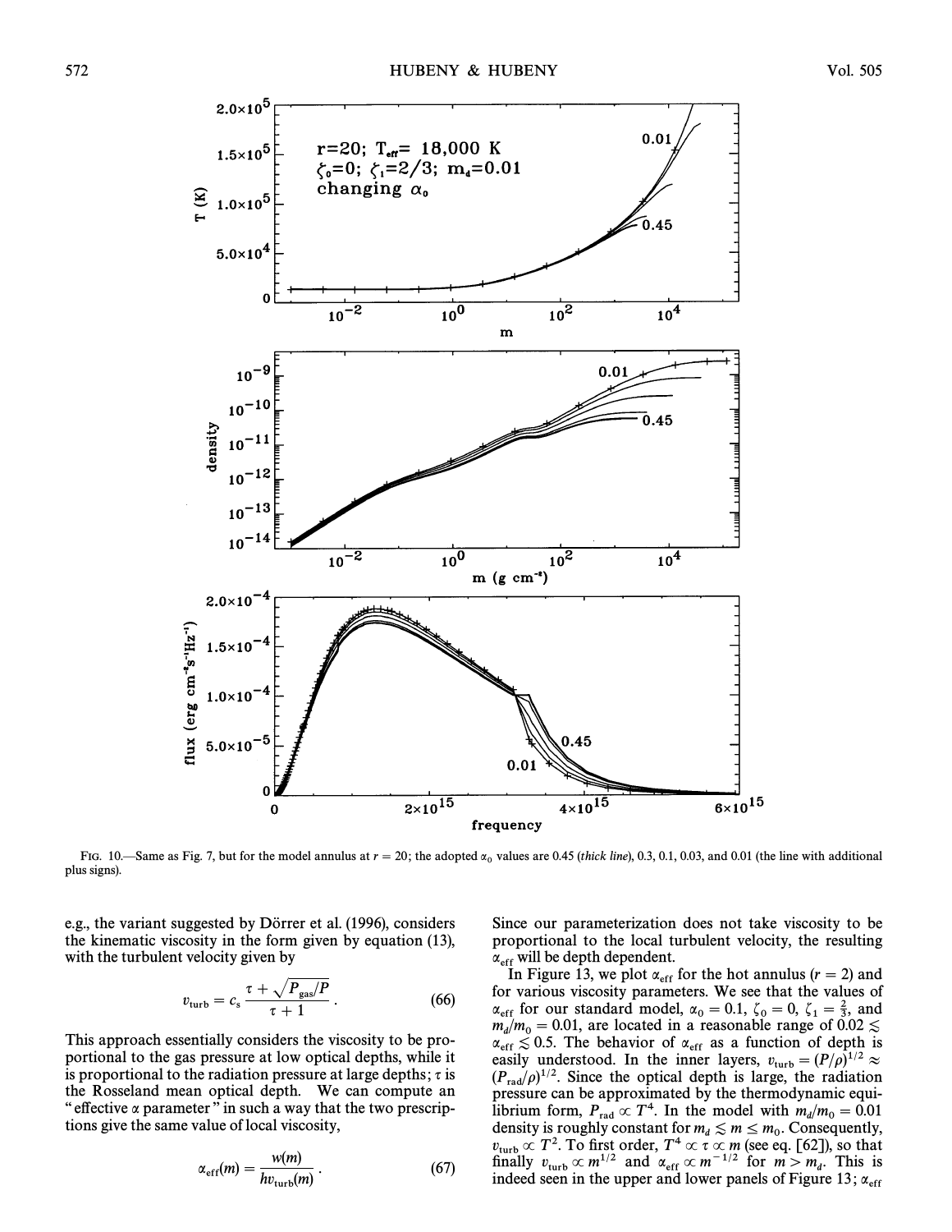FIG. 10.—Same as Fig. 7, but for the model annulus at $r = 20$; the adopted $\alpha_0$ values are 0.45 (*thick line*), 0.3, 0.1, 0.03, and 0.01 (the line with additional plus signs).

e.g., the variant suggested by Dörrer et al. (1996), considers the kinematic viscosity in the form given by equation (13), with the turbulent velocity given by

$$v_{\rm turb} = c_s \frac{\tau + \sqrt{P_{\rm gas}/P}}{\tau + 1} . \quad (66)$$

This approach essentially considers the viscosity to be proportional to the gas pressure at low optical depths, while it is proportional to the radiation pressure at large depths; $\tau$ is the Rosseland mean optical depth. We can compute an "effective $\alpha$ parameter" in such a way that the two prescriptions give the same value of local viscosity,

$$\alpha_{\rm eff}(m) = \frac{w(m)}{h v_{\rm turb}(m)} . \quad (67)$$

Since our parameterization does not take viscosity to be proportional to the local turbulent velocity, the resulting $\alpha_{\rm eff}$ will be depth dependent.

In Figure 13, we plot $\alpha_{\rm eff}$ for the hot annulus ($r = 2$) and for various viscosity parameters. We see that the values of $\alpha_{\rm eff}$ for our standard model, $\alpha_0 = 0.1$, $\zeta_0 = 0$, $\zeta_1 = \frac{2}{3}$, and $m_d/m_0 = 0.01$, are located in a reasonable range of $0.02 \lesssim \alpha_{\rm eff} \lesssim 0.5$. The behavior of $\alpha_{\rm eff}$ as a function of depth is easily understood. In the inner layers, $v_{\rm turb} = (P/\rho)^{1/2} \approx (P_{\rm rad}/\rho)^{1/2}$. Since the optical depth is large, the radiation pressure can be approximated by the thermodynamic equilibrium form, $P_{\rm rad} \propto T^4$. In the model with $m_d/m_0 = 0.01$ density is roughly constant for $m_d \lesssim m \leq m_0$. Consequently, $v_{\rm turb} \propto T^2$. To first order, $T^4 \propto \tau \propto m$ (see eq. [62]), so that finally $v_{\rm turb} \propto m^{1/2}$ and $\alpha_{\rm eff} \propto m^{-1/2}$ for $m > m_d$. This is indeed seen in the upper and lower panels of Figure 13; $\alpha_{\rm eff}$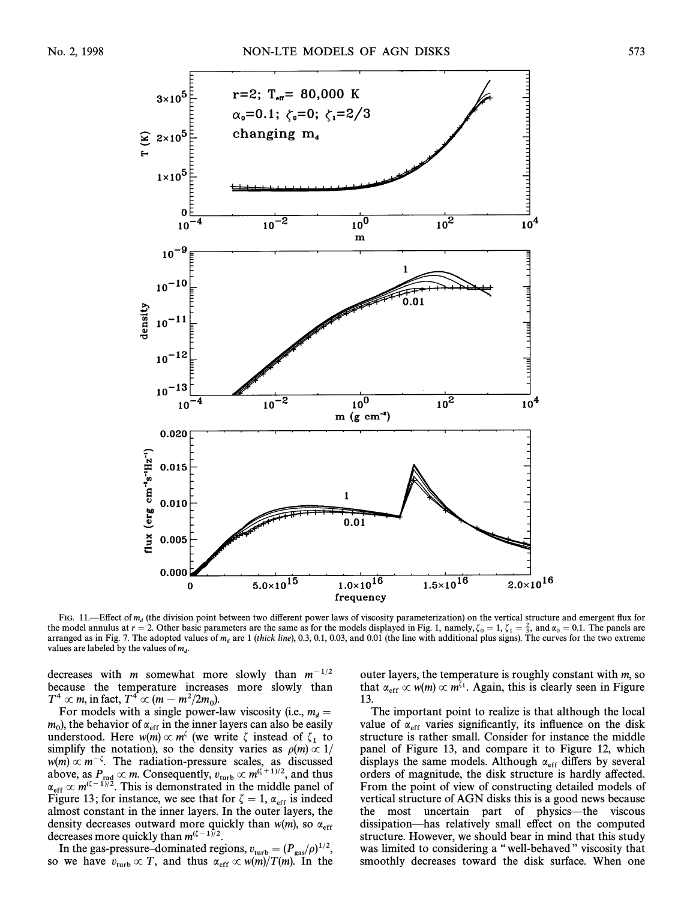FIG. 11.—Effect of $m_d$ (the division point between two different power laws of viscosity parameterization) on the vertical structure and emergent flux for the model annulus at $r = 2$. Other basic parameters are the same as for the models displayed in Fig. 1, namely, $\zeta_0 = 1$, $\zeta_1 = \frac{2}{3}$, and $\alpha_0 = 0.1$. The panels are arranged as in Fig. 7. The adopted values of $m_d$ are 1 (*thick line*), 0.3, 0.1, 0.03, and 0.01 (the line with additional plus signs). The curves for the two extreme values are labeled by the values of $m_d$.

decreases with $m$ somewhat more slowly than $m^{-1/2}$ because the temperature increases more slowly than $T^4 \propto m$, in fact, $T^4 \propto (m - m^2/2m_0)$.

For models with a single power-law viscosity (i.e., $m_d = m_0$), the behavior of $\alpha_{\rm eff}$ in the inner layers can also be easily understood. Here $w(m) \propto m^{\zeta}$ (we write $\zeta$ instead of $\zeta_1$ to simplify the notation), so the density varies as $\rho(m) \propto 1/w(m) \propto m^{-\zeta}$. The radiation-pressure scales, as discussed above, as $P_{\rm rad} \propto m$. Consequently, $v_{\rm turb} \propto m^{(\zeta+1)/2}$, and thus $\alpha_{\rm eff} \propto m^{(\zeta-1)/2}$. This is demonstrated in the middle panel of Figure 13; for instance, we see that for $\zeta = 1$, $\alpha_{\rm eff}$ is indeed almost constant in the inner layers. In the outer layers, the density decreases outward more quickly than $w(m)$, so $\alpha_{\rm eff}$ decreases more quickly than $m^{(\zeta-1)/2}$.

In the gas-pressure–dominated regions, $v_{\rm turb} = (P_{\rm gas}/\rho)^{1/2}$, so we have $v_{\rm turb} \propto T$, and thus $\alpha_{\rm eff} \propto w(m)/T(m)$. In the outer layers, the temperature is roughly constant with $m$, so that $\alpha_{\rm eff} \propto w(m) \propto m^{\zeta_1}$. Again, this is clearly seen in Figure 13.

The important point to realize is that although the local value of $\alpha_{\rm eff}$ varies significantly, its influence on the disk structure is rather small. Consider for instance the middle panel of Figure 13, and compare it to Figure 12, which displays the same models. Although $\alpha_{\rm eff}$ differs by several orders of magnitude, the disk structure is hardly affected. From the point of view of constructing detailed models of vertical structure of AGN disks this is a good news because the most uncertain part of physics—the viscous dissipation—has relatively small effect on the computed structure. However, we should bear in mind that this study was limited to considering a "well-behaved" viscosity that smoothly decreases toward the disk surface. When one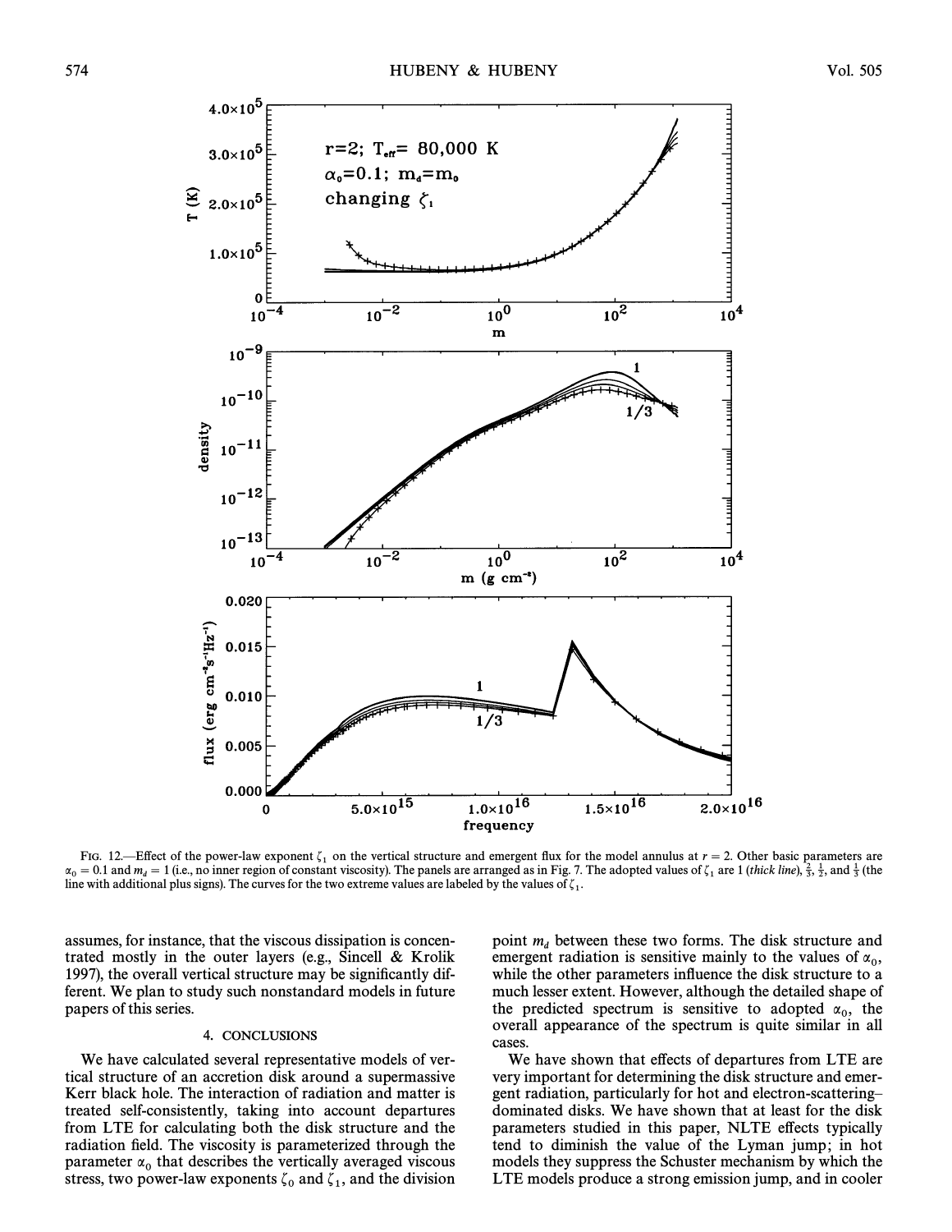FIG. 12.—Effect of the power-law exponent $\zeta_1$ on the vertical structure and emergent flux for the model annulus at $r = 2$. Other basic parameters are $\alpha_0 = 0.1$ and $m_d = 1$ (i.e., no inner region of constant viscosity). The panels are arranged as in Fig. 7. The adopted values of $\zeta_1$ are 1 (*thick line*), $\frac{2}{3}$, $\frac{1}{2}$, and $\frac{1}{3}$ (the line with additional plus signs). The curves for the two extreme values are labeled by the values of $\zeta_1$.

assumes, for instance, that the viscous dissipation is concentrated mostly in the outer layers (e.g., Sincell & Krolik 1997), the overall vertical structure may be significantly different. We plan to study such nonstandard models in future papers of this series.

## 4. CONCLUSIONS

We have calculated several representative models of vertical structure of an accretion disk around a supermassive Kerr black hole. The interaction of radiation and matter is treated self-consistently, taking into account departures from LTE for calculating both the disk structure and the radiation field. The viscosity is parameterized through the parameter $\alpha_0$ that describes the vertically averaged viscous stress, two power-law exponents $\zeta_0$ and $\zeta_1$, and the division point $m_d$ between these two forms. The disk structure and emergent radiation is sensitive mainly to the values of $\alpha_0$, while the other parameters influence the disk structure to a much lesser extent. However, although the detailed shape of the predicted spectrum is sensitive to adopted $\alpha_0$, the overall appearance of the spectrum is quite similar in all cases.

We have shown that effects of departures from LTE are very important for determining the disk structure and emergent radiation, particularly for hot and electron-scattering–dominated disks. We have shown that at least for the disk parameters studied in this paper, NLTE effects typically tend to diminish the value of the Lyman jump; in hot models they suppress the Schuster mechanism by which the LTE models produce a strong emission jump, and in cooler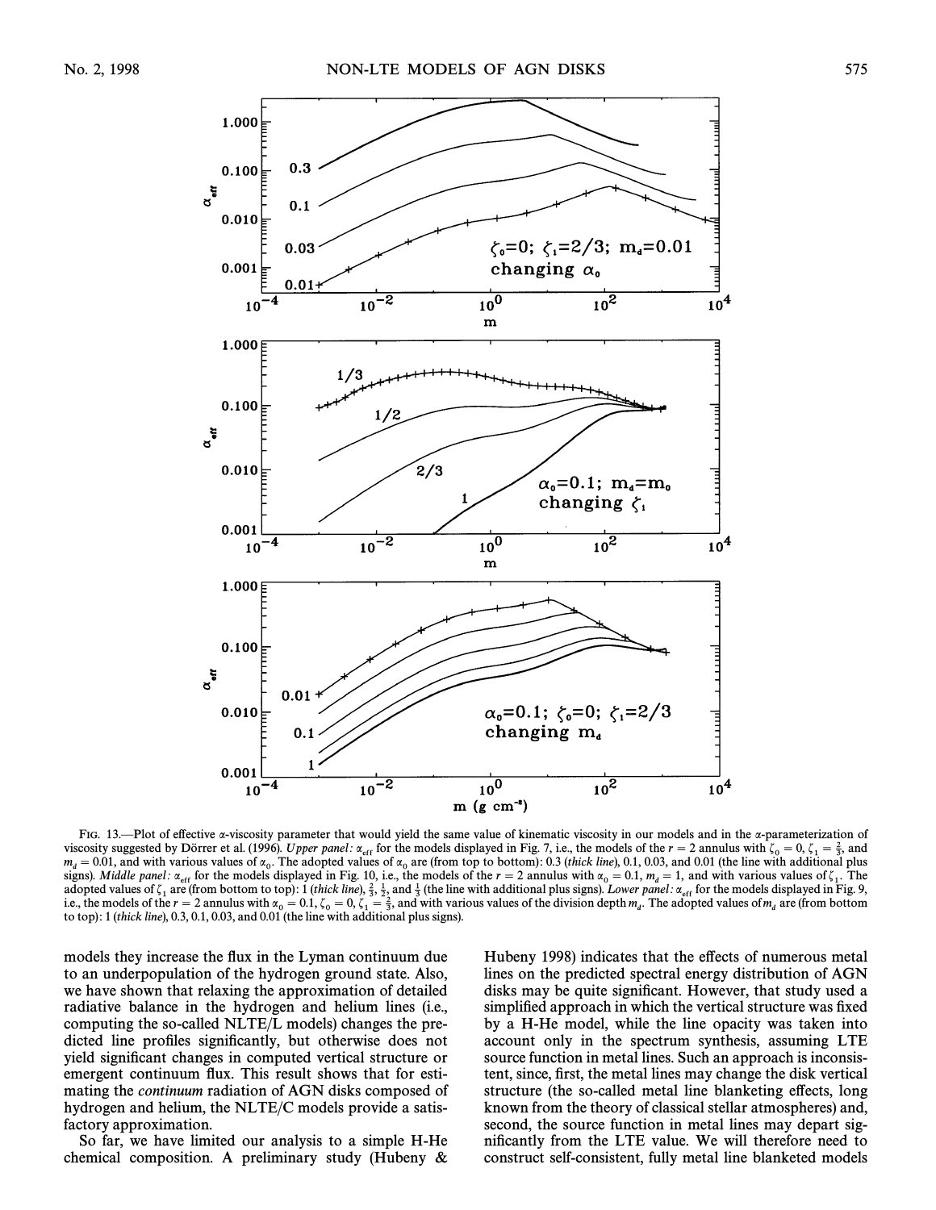FIG. 13.—Plot of effective α-viscosity parameter that would yield the same value of kinematic viscosity in our models and in the α-parameterization of viscosity suggested by Dörrer et al. (1996). *Upper panel:* $\alpha_{\rm eff}$ for the models displayed in Fig. 7, i.e., the models of the $r = 2$ annulus with $\zeta_0 = 0$, $\zeta_1 = \frac{2}{3}$, and $m_d = 0.01$, and with various values of $\alpha_0$. The adopted values of $\alpha_0$ are (from top to bottom): 0.3 (*thick line*), 0.1, 0.03, and 0.01 (the line with additional plus signs). *Middle panel:* $\alpha_{\rm eff}$ for the models displayed in Fig. 10, i.e., the models of the $r = 2$ annulus with $\alpha_0 = 0.1$, $m_d = 1$, and with various values of $\zeta_1$. The adopted values of $\zeta_1$ are (from bottom to top): 1 (*thick line*), $\frac{2}{3}$, $\frac{1}{2}$, and $\frac{1}{3}$ (the line with additional plus signs). *Lower panel:* $\alpha_{\rm eff}$ for the models displayed in Fig. 9, i.e., the models of the $r = 2$ annulus with $\alpha_0 = 0.1$, $\zeta_0 = 0$, $\zeta_1 = \frac{2}{3}$, and with various values of the division depth $m_d$. The adopted values of $m_d$ are (from bottom to top): 1 (*thick line*), 0.3, 0.1, 0.03, and 0.01 (the line with additional plus signs).

models they increase the flux in the Lyman continuum due to an underpopulation of the hydrogen ground state. Also, we have shown that relaxing the approximation of detailed radiative balance in the hydrogen and helium lines (i.e., computing the so-called NLTE/L models) changes the predicted line profiles significantly, but otherwise does not yield significant changes in computed vertical structure or emergent continuum flux. This result shows that for estimating the *continuum* radiation of AGN disks composed of hydrogen and helium, the NLTE/C models provide a satisfactory approximation.

So far, we have limited our analysis to a simple H-He chemical composition. A preliminary study (Hubeny & Hubeny 1998) indicates that the effects of numerous metal lines on the predicted spectral energy distribution of AGN disks may be quite significant. However, that study used a simplified approach in which the vertical structure was fixed by a H-He model, while the line opacity was taken into account only in the spectrum synthesis, assuming LTE source function in metal lines. Such an approach is inconsistent, since, first, the metal lines may change the disk vertical structure (the so-called metal line blanketing effects, long known from the theory of classical stellar atmospheres) and, second, the source function in metal lines may depart significantly from the LTE value. We will therefore need to construct self-consistent, fully metal line blanketed models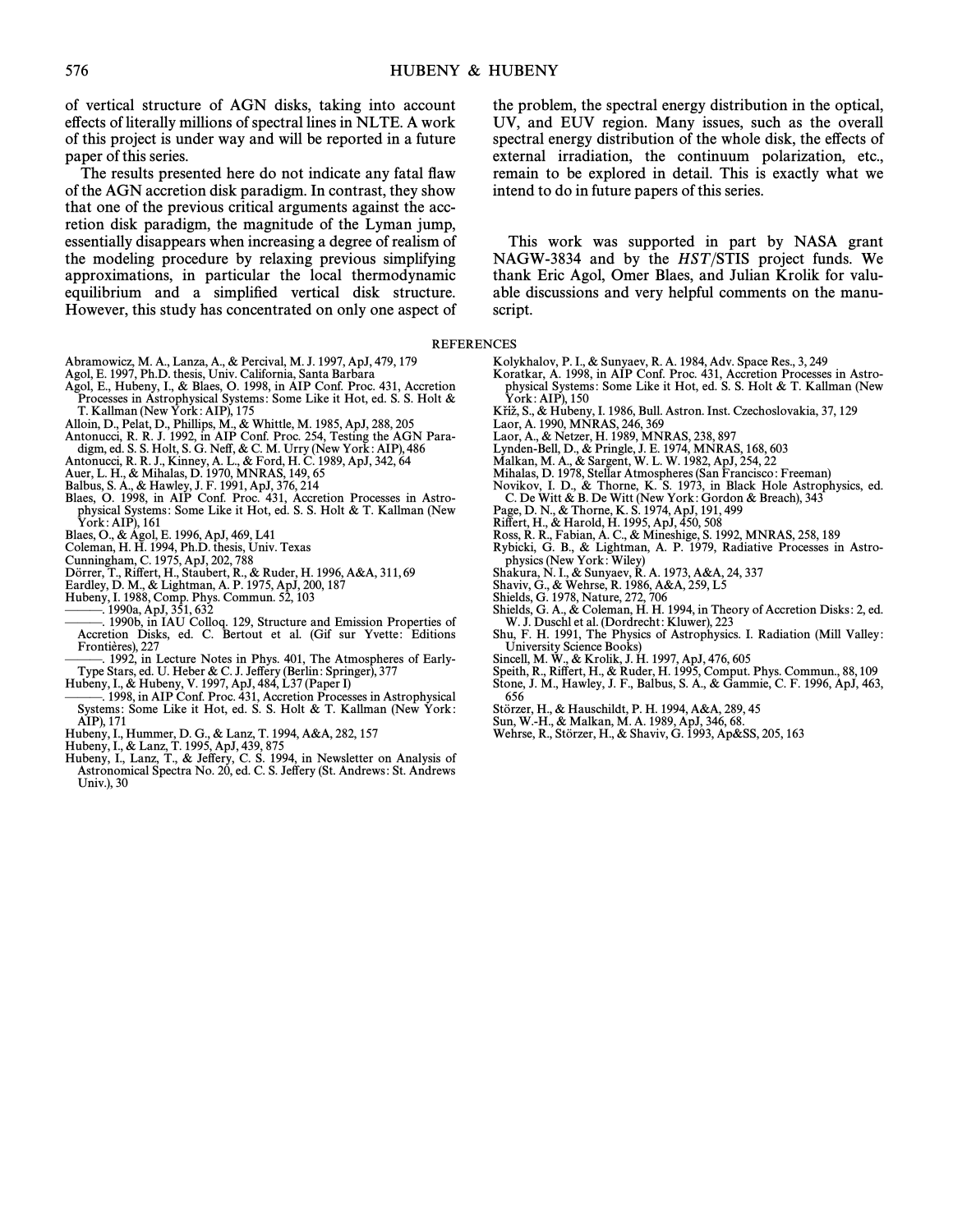of vertical structure of AGN disks, taking into account effects of literally millions of spectral lines in NLTE. A work of this project is under way and will be reported in a future paper of this series.

The results presented here do not indicate any fatal flaw of the AGN accretion disk paradigm. In contrast, they show that one of the previous critical arguments against the accretion disk paradigm, the magnitude of the Lyman jump, essentially disappears when increasing a degree of realism of the modeling procedure by relaxing previous simplifying approximations, in particular the local thermodynamic equilibrium and a simplified vertical disk structure. However, this study has concentrated on only one aspect of the problem, the spectral energy distribution in the optical, UV, and EUV region. Many issues, such as the overall spectral energy distribution of the whole disk, the effects of external irradiation, the continuum polarization, etc., remain to be explored in detail. This is exactly what we intend to do in future papers of this series.

This work was supported in part by NASA grant NAGW-3834 and by the *HST*/STIS project funds. We thank Eric Agol, Omer Blaes, and Julian Krolik for valuable discussions and very helpful comments on the manuscript.

## REFERENCES

Abramowicz, M. A., Lanza, A., & Percival, M. J. 1997, ApJ, 479, 179
Agol, E. 1997, Ph.D. thesis, Univ. California, Santa Barbara
Agol, E., Hubeny, I., & Blaes, O. 1998, in AIP Conf. Proc. 431, Accretion Processes in Astrophysical Systems: Some Like it Hot, ed. S. S. Holt & T. Kallman (New York: AIP), 175
Alloin, D., Pelat, D., Phillips, M., & Whittle, M. 1985, ApJ, 288, 205
Antonucci, R. R. J. 1992, in AIP Conf. Proc. 254, Testing the AGN Paradigm, ed. S. S. Holt, S. G. Neff, & C. M. Urry (New York: AIP), 486
Antonucci, R. R. J., Kinney, A. L., & Ford, H. C. 1989, ApJ, 342, 64
Auer, L. H., & Mihalas, D. 1970, MNRAS, 149, 65
Balbus, S. A., & Hawley, J. F. 1991, ApJ, 376, 214
Blaes, O. 1998, in AIP Conf. Proc. 431, Accretion Processes in Astrophysical Systems: Some Like it Hot, ed. S. S. Holt & T. Kallman (New York: AIP), 161
Blaes, O., & Agol, E. 1996, ApJ, 469, L41
Coleman, H. H. 1994, Ph.D. thesis, Univ. Texas
Cunningham, C. 1975, ApJ, 202, 788
Dörrer, T., Riffert, H., Staubert, R., & Ruder, H. 1996, A&A, 311, 69
Eardley, D. M., & Lightman, A. P. 1975, ApJ, 200, 187
Hubeny, I. 1988, Comp. Phys. Commun. 52, 103
———. 1990a, ApJ, 351, 632
———. 1990b, in IAU Colloq. 129, Structure and Emission Properties of Accretion Disks, ed. C. Bertout et al. (Gif sur Yvette: Editions Frontières), 227
———. 1992, in Lecture Notes in Phys. 401, The Atmospheres of Early-Type Stars, ed. U. Heber & C. J. Jeffery (Berlin: Springer), 377
Hubeny, I., & Hubeny, V. 1997, ApJ, 484, L37 (Paper I)
———. 1998, in AIP Conf. Proc. 431, Accretion Processes in Astrophysical Systems: Some Like it Hot, ed. S. S. Holt & T. Kallman (New York: AIP), 171
Hubeny, I., Hummer, D. G., & Lanz, T. 1994, A&A, 282, 157
Hubeny, I., & Lanz, T. 1995, ApJ, 439, 875
Hubeny, I., Lanz, T., & Jeffery, C. S. 1994, in Newsletter on Analysis of Astronomical Spectra No. 20, ed. C. S. Jeffery (St. Andrews: St. Andrews Univ.), 30
Kolykhalov, P. I., & Sunyaev, R. A. 1984, Adv. Space Res., 3, 249
Koratkar, A. 1998, in AIP Conf. Proc. 431, Accretion Processes in Astrophysical Systems: Some Like it Hot, ed. S. S. Holt & T. Kallman (New York: AIP), 150
Kříž, S., & Hubeny, I. 1986, Bull. Astron. Inst. Czechoslovakia, 37, 129
Laor, A. 1990, MNRAS, 246, 369
Laor, A., & Netzer, H. 1989, MNRAS, 238, 897
Lynden-Bell, D., & Pringle, J. E. 1974, MNRAS, 168, 603
Malkan, M. A., & Sargent, W. L. W. 1982, ApJ, 254, 22
Mihalas, D. 1978, Stellar Atmospheres (San Francisco: Freeman)
Novikov, I. D., & Thorne, K. S. 1973, in Black Hole Astrophysics, ed. C. De Witt & B. De Witt (New York: Gordon & Breach), 343
Page, D. N., & Thorne, K. S. 1974, ApJ, 191, 499
Riffert, H., & Harold, H. 1995, ApJ, 450, 508
Ross, R. R., Fabian, A. C., & Mineshige, S. 1992, MNRAS, 258, 189
Rybicki, G. B., & Lightman, A. P. 1979, Radiative Processes in Astrophysics (New York: Wiley)
Shakura, N. I., & Sunyaev, R. A. 1973, A&A, 24, 337
Shaviv, G., & Wehrse, R. 1986, A&A, 259, L5
Shields, G. 1978, Nature, 272, 706
Shields, G. A., & Coleman, H. H. 1994, in Theory of Accretion Disks: 2, ed. W. J. Duschl et al. (Dordrecht: Kluwer), 223
Shu, F. H. 1991, The Physics of Astrophysics. I. Radiation (Mill Valley: University Science Books)
Sincell, M. W., & Krolik, J. H. 1997, ApJ, 476, 605
Speith, R., Riffert, H., & Ruder, H. 1995, Comput. Phys. Commun., 88, 109
Stone, J. M., Hawley, J. F., Balbus, S. A., & Gammie, C. F. 1996, ApJ, 463, 656
Störzer, H., & Hauschildt, P. H. 1994, A&A, 289, 45
Sun, W.-H., & Malkan, M. A. 1989, ApJ, 346, 68.
Wehrse, R., Störzer, H., & Shaviv, G. 1993, Ap&SS, 205, 163